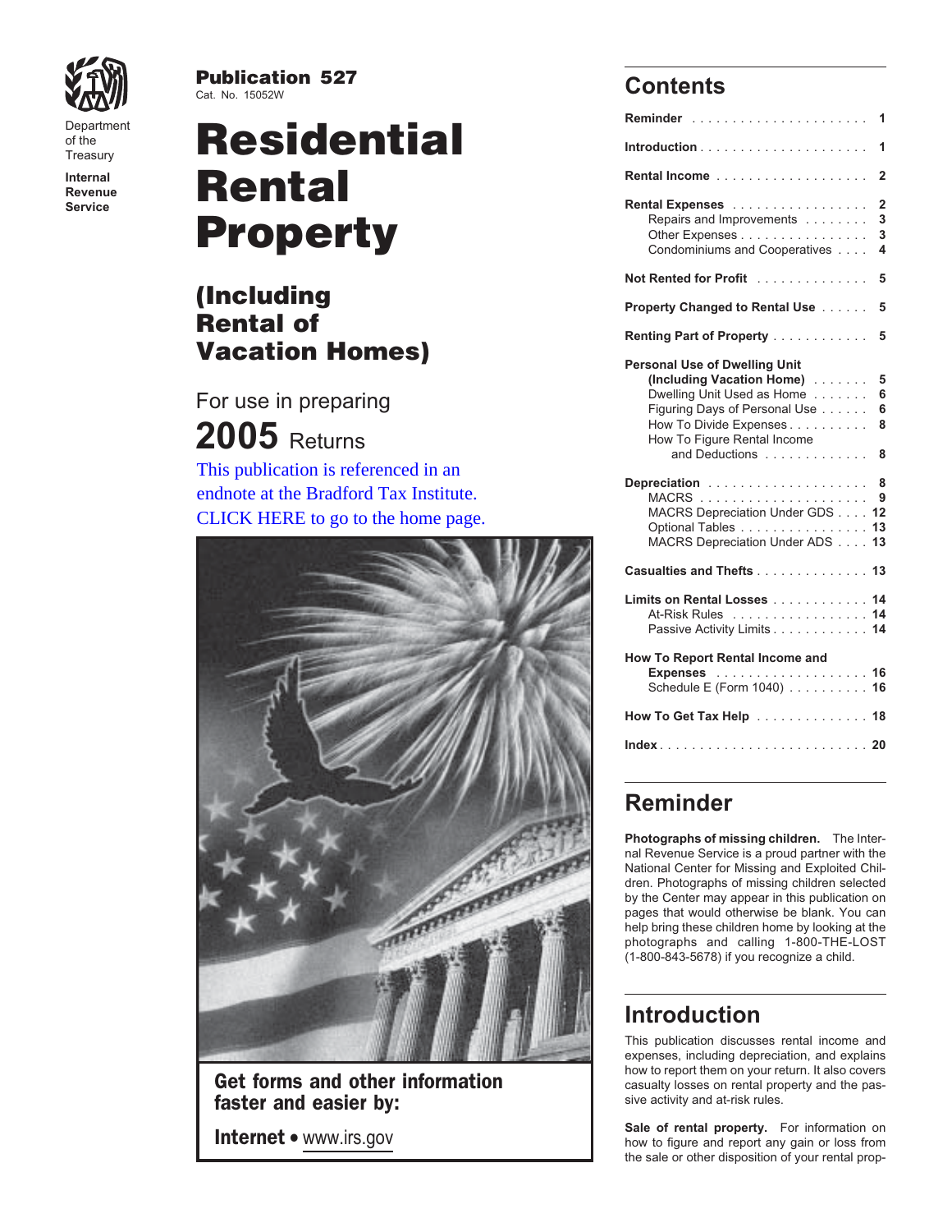Department of the Treasury

**Internal Revenue Service**

**Publication 527**
Cat. No. 15052W

# Residential Rental Property

## (Including Rental of Vacation Homes)

For use in preparing

**2005** Returns

This publication is referenced in an endnote at the Bradford Tax Institute. CLICK HERE to go to the home page.

**Get forms and other information faster and easier by:**

**Internet** • www.irs.gov

## Contents

| | |
|---|---|
| **Reminder** | **1** |
| **Introduction** | **1** |
| **Rental Income** | **2** |
| **Rental Expenses** | **2** |
| Repairs and Improvements | **3** |
| Other Expenses | **3** |
| Condominiums and Cooperatives | **4** |
| **Not Rented for Profit** | **5** |
| **Property Changed to Rental Use** | **5** |
| **Renting Part of Property** | **5** |
| **Personal Use of Dwelling Unit (Including Vacation Home)** | **5** |
| Dwelling Unit Used as Home | **6** |
| Figuring Days of Personal Use | **6** |
| How To Divide Expenses | **8** |
| How To Figure Rental Income and Deductions | **8** |
| **Depreciation** | **8** |
| MACRS | **9** |
| MACRS Depreciation Under GDS | **12** |
| Optional Tables | **13** |
| MACRS Depreciation Under ADS | **13** |
| **Casualties and Thefts** | **13** |
| **Limits on Rental Losses** | **14** |
| At-Risk Rules | **14** |
| Passive Activity Limits | **14** |
| **How To Report Rental Income and Expenses** | **16** |
| Schedule E (Form 1040) | **16** |
| **How To Get Tax Help** | **18** |
| **Index** | **20** |

## Reminder

**Photographs of missing children.** The Internal Revenue Service is a proud partner with the National Center for Missing and Exploited Children. Photographs of missing children selected by the Center may appear in this publication on pages that would otherwise be blank. You can help bring these children home by looking at the photographs and calling 1-800-THE-LOST (1-800-843-5678) if you recognize a child.

## Introduction

This publication discusses rental income and expenses, including depreciation, and explains how to report them on your return. It also covers casualty losses on rental property and the passive activity and at-risk rules.

**Sale of rental property.** For information on how to figure and report any gain or loss from the sale or other disposition of your rental prop-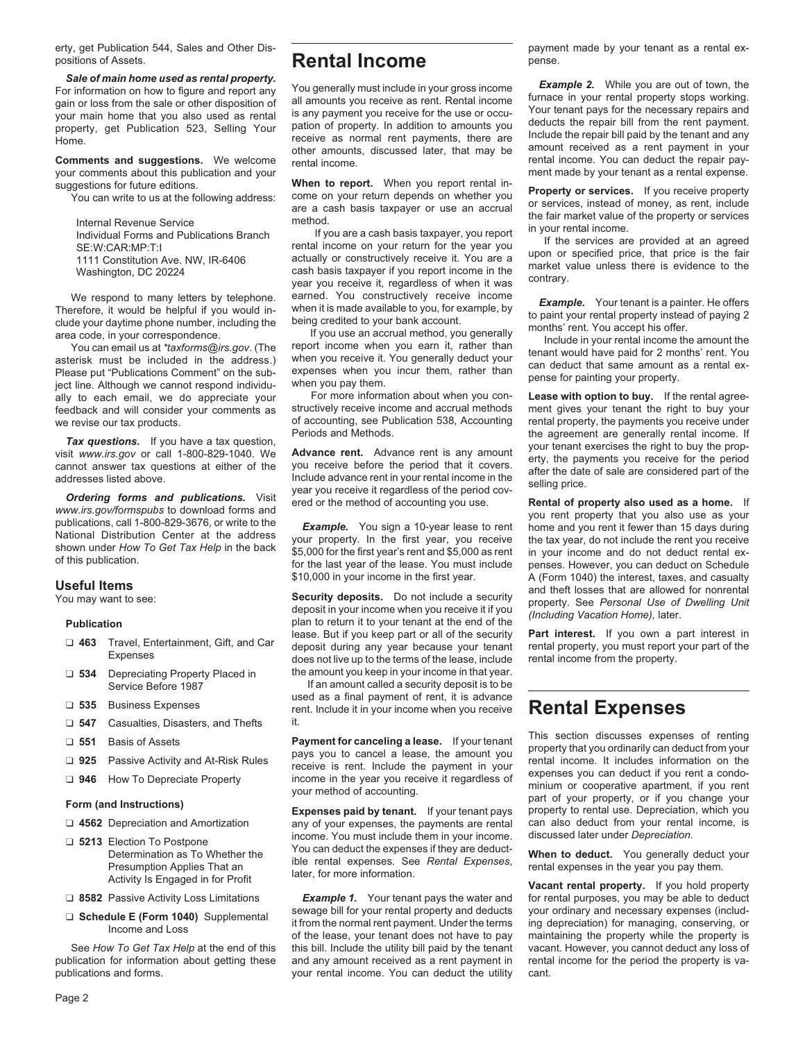erty, get Publication 544, Sales and Other Dispositions of Assets.

***Sale of main home used as rental property.*** For information on how to figure and report any gain or loss from the sale or other disposition of your main home that you also used as rental property, get Publication 523, Selling Your Home.

**Comments and suggestions.** We welcome your comments about this publication and your suggestions for future editions.

You can write to us at the following address:

Internal Revenue Service
Individual Forms and Publications Branch
SE:W:CAR:MP:T:I
1111 Constitution Ave. NW, IR-6406
Washington, DC 20224

We respond to many letters by telephone. Therefore, it would be helpful if you would include your daytime phone number, including the area code, in your correspondence.

You can email us at *taxforms@irs.gov*. (The asterisk must be included in the address.) Please put "Publications Comment" on the subject line. Although we cannot respond individually to each email, we do appreciate your feedback and will consider your comments as we revise our tax products.

***Tax questions.*** If you have a tax question, visit *www.irs.gov* or call 1-800-829-1040. We cannot answer tax questions at either of the addresses listed above.

***Ordering forms and publications.*** Visit *www.irs.gov/formspubs* to download forms and publications, call 1-800-829-3676, or write to the National Distribution Center at the address shown under *How To Get Tax Help* in the back of this publication.

## Useful Items

You may want to see:

**Publication**

- ❑ **463** Travel, Entertainment, Gift, and Car Expenses
- ❑ **534** Depreciating Property Placed in Service Before 1987
- ❑ **535** Business Expenses
- ❑ **547** Casualties, Disasters, and Thefts
- ❑ **551** Basis of Assets
- ❑ **925** Passive Activity and At-Risk Rules
- ❑ **946** How To Depreciate Property

**Form (and Instructions)**

- ❑ **4562** Depreciation and Amortization
- ❑ **5213** Election To Postpone Determination as To Whether the Presumption Applies That an Activity Is Engaged in for Profit
- ❑ **8582** Passive Activity Loss Limitations
- ❑ **Schedule E (Form 1040)** Supplemental Income and Loss

See *How To Get Tax Help* at the end of this publication for information about getting these publications and forms.

# Rental Income

You generally must include in your gross income all amounts you receive as rent. Rental income is any payment you receive for the use or occupation of property. In addition to amounts you receive as normal rent payments, there are other amounts, discussed later, that may be rental income.

**When to report.** When you report rental income on your return depends on whether you are a cash basis taxpayer or use an accrual method.

If you are a cash basis taxpayer, you report rental income on your return for the year you actually or constructively receive it. You are a cash basis taxpayer if you report income in the year you receive it, regardless of when it was earned. You constructively receive income when it is made available to you, for example, by being credited to your bank account.

If you use an accrual method, you generally report income when you earn it, rather than when you receive it. You generally deduct your expenses when you incur them, rather than when you pay them.

For more information about when you constructively receive income and accrual methods of accounting, see Publication 538, Accounting Periods and Methods.

**Advance rent.** Advance rent is any amount you receive before the period that it covers. Include advance rent in your rental income in the year you receive it regardless of the period covered or the method of accounting you use.

***Example.*** You sign a 10-year lease to rent your property. In the first year, you receive $5,000 for the first year's rent and $5,000 as rent for the last year of the lease. You must include $10,000 in your income in the first year.

**Security deposits.** Do not include a security deposit in your income when you receive it if you plan to return it to your tenant at the end of the lease. But if you keep part or all of the security deposit during any year because your tenant does not live up to the terms of the lease, include the amount you keep in your income in that year.

If an amount called a security deposit is to be used as a final payment of rent, it is advance rent. Include it in your income when you receive it.

**Payment for canceling a lease.** If your tenant pays you to cancel a lease, the amount you receive is rent. Include the payment in your income in the year you receive it regardless of your method of accounting.

**Expenses paid by tenant.** If your tenant pays any of your expenses, the payments are rental income. You must include them in your income. You can deduct the expenses if they are deductible rental expenses. See *Rental Expenses*, later, for more information.

***Example 1.*** Your tenant pays the water and sewage bill for your rental property and deducts it from the normal rent payment. Under the terms of the lease, your tenant does not have to pay this bill. Include the utility bill paid by the tenant and any amount received as a rent payment in your rental income. You can deduct the utility payment made by your tenant as a rental expense.

***Example 2.*** While you are out of town, the furnace in your rental property stops working. Your tenant pays for the necessary repairs and deducts the repair bill from the rent payment. Include the repair bill paid by the tenant and any amount received as a rent payment in your rental income. You can deduct the repair payment made by your tenant as a rental expense.

**Property or services.** If you receive property or services, instead of money, as rent, include the fair market value of the property or services in your rental income.

If the services are provided at an agreed upon or specified price, that price is the fair market value unless there is evidence to the contrary.

***Example.*** Your tenant is a painter. He offers to paint your rental property instead of paying 2 months' rent. You accept his offer.

Include in your rental income the amount the tenant would have paid for 2 months' rent. You can deduct that same amount as a rental expense for painting your property.

**Lease with option to buy.** If the rental agreement gives your tenant the right to buy your rental property, the payments you receive under the agreement are generally rental income. If your tenant exercises the right to buy the property, the payments you receive for the period after the date of sale are considered part of the selling price.

**Rental of property also used as a home.** If you rent property that you also use as your home and you rent it fewer than 15 days during the tax year, do not include the rent you receive in your income and do not deduct rental expenses. However, you can deduct on Schedule A (Form 1040) the interest, taxes, and casualty and theft losses that are allowed for nonrental property. See *Personal Use of Dwelling Unit (Including Vacation Home),* later.

**Part interest.** If you own a part interest in rental property, you must report your part of the rental income from the property.

# Rental Expenses

This section discusses expenses of renting property that you ordinarily can deduct from your rental income. It includes information on the expenses you can deduct if you rent a condominium or cooperative apartment, if you rent part of your property, or if you change your property to rental use. Depreciation, which you can also deduct from your rental income, is discussed later under *Depreciation.*

**When to deduct.** You generally deduct your rental expenses in the year you pay them.

**Vacant rental property.** If you hold property for rental purposes, you may be able to deduct your ordinary and necessary expenses (including depreciation) for managing, conserving, or maintaining the property while the property is vacant. However, you cannot deduct any loss of rental income for the period the property is vacant.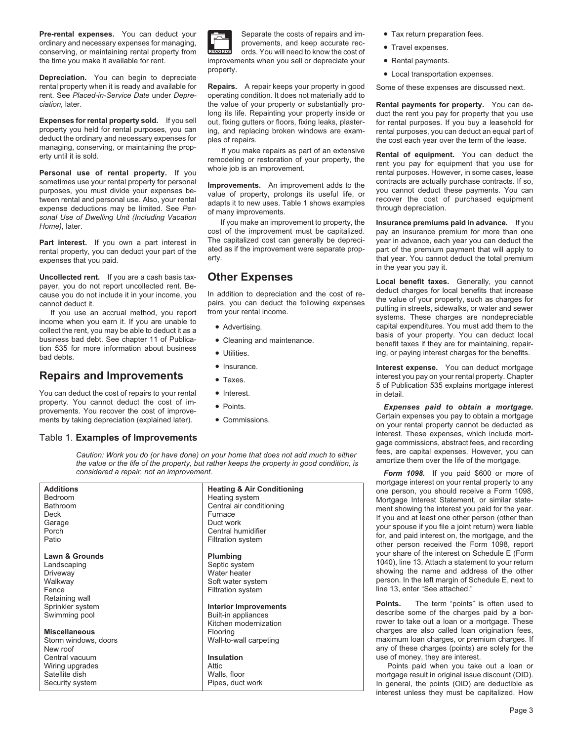**Pre-rental expenses.** You can deduct your ordinary and necessary expenses for managing, conserving, or maintaining rental property from the time you make it available for rent.

**Depreciation.** You can begin to depreciate rental property when it is ready and available for rent. See *Placed-in-Service Date* under *Depreciation,* later.

**Expenses for rental property sold.** If you sell property you held for rental purposes, you can deduct the ordinary and necessary expenses for managing, conserving, or maintaining the property until it is sold.

**Personal use of rental property.** If you sometimes use your rental property for personal purposes, you must divide your expenses between rental and personal use. Also, your rental expense deductions may be limited. See *Personal Use of Dwelling Unit (Including Vacation Home),* later.

**Part interest.** If you own a part interest in rental property, you can deduct your part of the expenses that you paid.

**Uncollected rent.** If you are a cash basis taxpayer, you do not report uncollected rent. Because you do not include it in your income, you cannot deduct it.

If you use an accrual method, you report income when you earn it. If you are unable to collect the rent, you may be able to deduct it as a business bad debt. See chapter 11 of Publication 535 for more information about business bad debts.

## Repairs and Improvements

You can deduct the cost of repairs to your rental property. You cannot deduct the cost of improvements. You recover the cost of improvements by taking depreciation (explained later).

Table 1. **Examples of Improvements**

*Caution: Work you do (or have done) on your home that does not add much to either the value or the life of the property, but rather keeps the property in good condition, is considered a repair, not an improvement.*

| | |
|---|---|
| **Additions** | **Heating & Air Conditioning** |
| Bedroom | Heating system |
| Bathroom | Central air conditioning |
| Deck | Furnace |
| Garage | Duct work |
| Porch | Central humidifier |
| Patio | Filtration system |
| | |
| **Lawn & Grounds** | **Plumbing** |
| Landscaping | Septic system |
| Driveway | Water heater |
| Walkway | Soft water system |
| Fence | Filtration system |
| Retaining wall | |
| Sprinkler system | **Interior Improvements** |
| Swimming pool | Built-in appliances |
| | Kitchen modernization |
| **Miscellaneous** | Flooring |
| Storm windows, doors | Wall-to-wall carpeting |
| New roof | |
| Central vacuum | **Insulation** |
| Wiring upgrades | Attic |
| Satellite dish | Walls, floor |
| Security system | Pipes, duct work |

RECORDS: Separate the costs of repairs and improvements, and keep accurate records. You will need to know the cost of improvements when you sell or depreciate your property.

**Repairs.** A repair keeps your property in good operating condition. It does not materially add to the value of your property or substantially prolong its life. Repainting your property inside or out, fixing gutters or floors, fixing leaks, plastering, and replacing broken windows are examples of repairs.

If you make repairs as part of an extensive remodeling or restoration of your property, the whole job is an improvement.

**Improvements.** An improvement adds to the value of property, prolongs its useful life, or adapts it to new uses. Table 1 shows examples of many improvements.

If you make an improvement to property, the cost of the improvement must be capitalized. The capitalized cost can generally be depreciated as if the improvement were separate property.

## Other Expenses

In addition to depreciation and the cost of repairs, you can deduct the following expenses from your rental income.

- Advertising.
- Cleaning and maintenance.
- Utilities.
- Insurance.
- Taxes.
- Interest.
- Points.
- Commissions.
- Tax return preparation fees.
- Travel expenses.
- Rental payments.
- Local transportation expenses.

Some of these expenses are discussed next.

**Rental payments for property.** You can deduct the rent you pay for property that you use for rental purposes. If you buy a leasehold for rental purposes, you can deduct an equal part of the cost each year over the term of the lease.

**Rental of equipment.** You can deduct the rent you pay for equipment that you use for rental purposes. However, in some cases, lease contracts are actually purchase contracts. If so, you cannot deduct these payments. You can recover the cost of purchased equipment through depreciation.

**Insurance premiums paid in advance.** If you pay an insurance premium for more than one year in advance, each year you can deduct the part of the premium payment that will apply to that year. You cannot deduct the total premium in the year you pay it.

**Local benefit taxes.** Generally, you cannot deduct charges for local benefits that increase the value of your property, such as charges for putting in streets, sidewalks, or water and sewer systems. These charges are nondepreciable capital expenditures. You must add them to the basis of your property. You can deduct local benefit taxes if they are for maintaining, repairing, or paying interest charges for the benefits.

**Interest expense.** You can deduct mortgage interest you pay on your rental property. Chapter 5 of Publication 535 explains mortgage interest in detail.

***Expenses paid to obtain a mortgage.*** Certain expenses you pay to obtain a mortgage on your rental property cannot be deducted as interest. These expenses, which include mortgage commissions, abstract fees, and recording fees, are capital expenses. However, you can amortize them over the life of the mortgage.

***Form 1098.*** If you paid $600 or more of mortgage interest on your rental property to any one person, you should receive a Form 1098, Mortgage Interest Statement, or similar statement showing the interest you paid for the year. If you and at least one other person (other than your spouse if you file a joint return) were liable for, and paid interest on, the mortgage, and the other person received the Form 1098, report your share of the interest on Schedule E (Form 1040), line 13. Attach a statement to your return showing the name and address of the other person. In the left margin of Schedule E, next to line 13, enter "See attached."

**Points.** The term "points" is often used to describe some of the charges paid by a borrower to take out a loan or a mortgage. These charges are also called loan origination fees, maximum loan charges, or premium charges. If any of these charges (points) are solely for the use of money, they are interest.

Points paid when you take out a loan or mortgage result in original issue discount (OID). In general, the points (OID) are deductible as interest unless they must be capitalized. How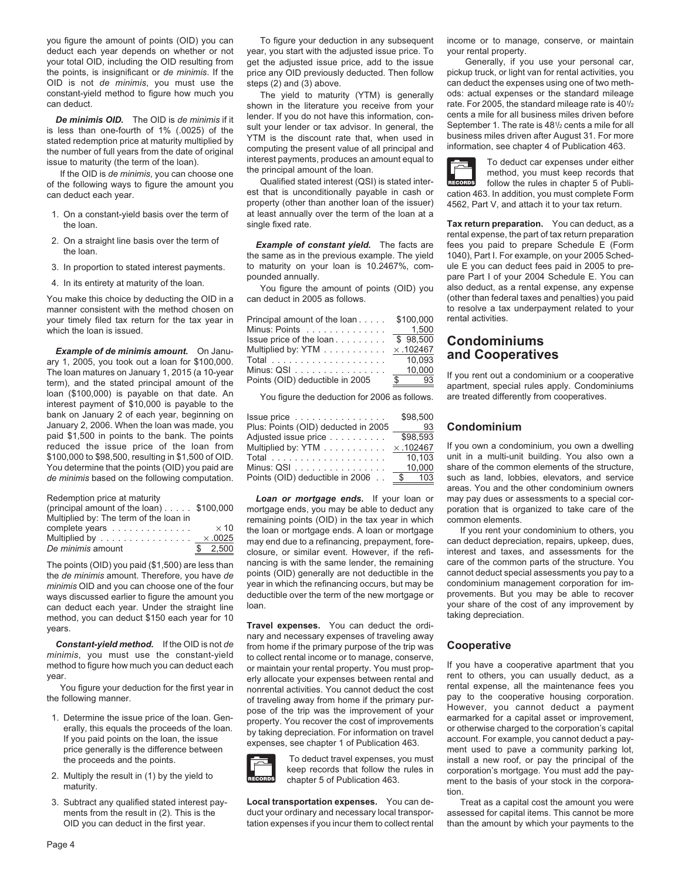you figure the amount of points (OID) you can deduct each year depends on whether or not your total OID, including the OID resulting from the points, is insignificant or *de minimis*. If the OID is not *de minimis*, you must use the constant-yield method to figure how much you can deduct.

***De minimis* OID.** The OID is *de minimis* if it is less than one-fourth of 1% (.0025) of the stated redemption price at maturity multiplied by the number of full years from the date of original issue to maturity (the term of the loan).

If the OID is *de minimis*, you can choose one of the following ways to figure the amount you can deduct each year.

1. On a constant-yield basis over the term of the loan.
2. On a straight line basis over the term of the loan.
3. In proportion to stated interest payments.
4. In its entirety at maturity of the loan.

You make this choice by deducting the OID in a manner consistent with the method chosen on your timely filed tax return for the tax year in which the loan is issued.

***Example of de minimis amount.*** On January 1, 2005, you took out a loan for $100,000. The loan matures on January 1, 2015 (a 10-year term), and the stated principal amount of the loan ($100,000) is payable on that date. An interest payment of $10,000 is payable to the bank on January 2 of each year, beginning on January 2, 2006. When the loan was made, you paid $1,500 in points to the bank. The points reduced the issue price of the loan from $100,000 to $98,500, resulting in $1,500 of OID. You determine that the points (OID) you paid are *de minimis* based on the following computation.

| | |
|---|---|
| Redemption price at maturity (principal amount of the loan) . . . . . | $100,000 |
| Multiplied by: The term of the loan in complete years . . . . . . . . . . . . . | × 10 |
| Multiplied by . . . . . . . . . . . . . . . | × .0025 |
| *De minimis* amount | $ 2,500 |

The points (OID) you paid ($1,500) are less than the *de minimis* amount. Therefore, you have *de minimis* OID and you can choose one of the four ways discussed earlier to figure the amount you can deduct each year. Under the straight line method, you can deduct $150 each year for 10 years.

***Constant-yield method.*** If the OID is not *de minimis*, you must use the constant-yield method to figure how much you can deduct each year.

You figure your deduction for the first year in the following manner.

1. Determine the issue price of the loan. Generally, this equals the proceeds of the loan. If you paid points on the loan, the issue price generally is the difference between the proceeds and the points.
2. Multiply the result in (1) by the yield to maturity.
3. Subtract any qualified stated interest payments from the result in (2). This is the OID you can deduct in the first year.

To figure your deduction in any subsequent year, you start with the adjusted issue price. To get the adjusted issue price, add to the issue price any OID previously deducted. Then follow steps (2) and (3) above.

The yield to maturity (YTM) is generally shown in the literature you receive from your lender. If you do not have this information, consult your lender or tax advisor. In general, the YTM is the discount rate that, when used in computing the present value of all principal and interest payments, produces an amount equal to the principal amount of the loan.

Qualified stated interest (QSI) is stated interest that is unconditionally payable in cash or property (other than another loan of the issuer) at least annually over the term of the loan at a single fixed rate.

***Example of constant yield.*** The facts are the same as in the previous example. The yield to maturity on your loan is 10.2467%, compounded annually.

You figure the amount of points (OID) you can deduct in 2005 as follows.

| | |
|---|---|
| Principal amount of the loan . . . . . | $100,000 |
| Minus: Points . . . . . . . . . . . . . . | 1,500 |
| Issue price of the loan . . . . . . . . . | $ 98,500 |
| Multiplied by: YTM . . . . . . . . . . . | × .102467 |
| Total . . . . . . . . . . . . . . . . . . . . | 10,093 |
| Minus: QSI . . . . . . . . . . . . . . . . | 10,000 |
| Points (OID) deductible in 2005 | $ 93 |

You figure the deduction for 2006 as follows.

| | |
|---|---|
| Issue price . . . . . . . . . . . . . . . . | $98,500 |
| Plus: Points (OID) deducted in 2005 | 93 |
| Adjusted issue price . . . . . . . . . . | $98,593 |
| Multiplied by: YTM . . . . . . . . . . . | × .102467 |
| Total . . . . . . . . . . . . . . . . . . . . | 10,103 |
| Minus: QSI . . . . . . . . . . . . . . . . | 10,000 |
| Points (OID) deductible in 2006 . . | $ 103 |

***Loan or mortgage ends.*** If your loan or mortgage ends, you may be able to deduct any remaining points (OID) in the tax year in which the loan or mortgage ends. A loan or mortgage may end due to a refinancing, prepayment, foreclosure, or similar event. However, if the refinancing is with the same lender, the remaining points (OID) generally are not deductible in the year in which the refinancing occurs, but may be deductible over the term of the new mortgage or loan.

**Travel expenses.** You can deduct the ordinary and necessary expenses of traveling away from home if the primary purpose of the trip was to collect rental income or to manage, conserve, or maintain your rental property. You must properly allocate your expenses between rental and nonrental activities. You cannot deduct the cost of traveling away from home if the primary purpose of the trip was the improvement of your property. You recover the cost of improvements by taking depreciation. For information on travel expenses, see chapter 1 of Publication 463.

RECORDS: To deduct travel expenses, you must keep records that follow the rules in chapter 5 of Publication 463.

**Local transportation expenses.** You can deduct your ordinary and necessary local transportation expenses if you incur them to collect rental income or to manage, conserve, or maintain your rental property.

Generally, if you use your personal car, pickup truck, or light van for rental activities, you can deduct the expenses using one of two methods: actual expenses or the standard mileage rate. For 2005, the standard mileage rate is 40½ cents a mile for all business miles driven before September 1. The rate is 48½ cents a mile for all business miles driven after August 31. For more information, see chapter 4 of Publication 463.

RECORDS: To deduct car expenses under either method, you must keep records that follow the rules in chapter 5 of Publication 463. In addition, you must complete Form 4562, Part V, and attach it to your tax return.

**Tax return preparation.** You can deduct, as a rental expense, the part of tax return preparation fees you paid to prepare Schedule E (Form 1040), Part I. For example, on your 2005 Schedule E you can deduct fees paid in 2005 to prepare Part I of your 2004 Schedule E. You can also deduct, as a rental expense, any expense (other than federal taxes and penalties) you paid to resolve a tax underpayment related to your rental activities.

## Condominiums and Cooperatives

If you rent out a condominium or a cooperative apartment, special rules apply. Condominiums are treated differently from cooperatives.

### Condominium

If you own a condominium, you own a dwelling unit in a multi-unit building. You also own a share of the common elements of the structure, such as land, lobbies, elevators, and service areas. You and the other condominium owners may pay dues or assessments to a special corporation that is organized to take care of the common elements.

If you rent your condominium to others, you can deduct depreciation, repairs, upkeep, dues, interest and taxes, and assessments for the care of the common parts of the structure. You cannot deduct special assessments you pay to a condominium management corporation for improvements. But you may be able to recover your share of the cost of any improvement by taking depreciation.

### Cooperative

If you have a cooperative apartment that you rent to others, you can usually deduct, as a rental expense, all the maintenance fees you pay to the cooperative housing corporation. However, you cannot deduct a payment earmarked for a capital asset or improvement, or otherwise charged to the corporation's capital account. For example, you cannot deduct a payment used to pave a community parking lot, install a new roof, or pay the principal of the corporation's mortgage. You must add the payment to the basis of your stock in the corporation.

Treat as a capital cost the amount you were assessed for capital items. This cannot be more than the amount by which your payments to the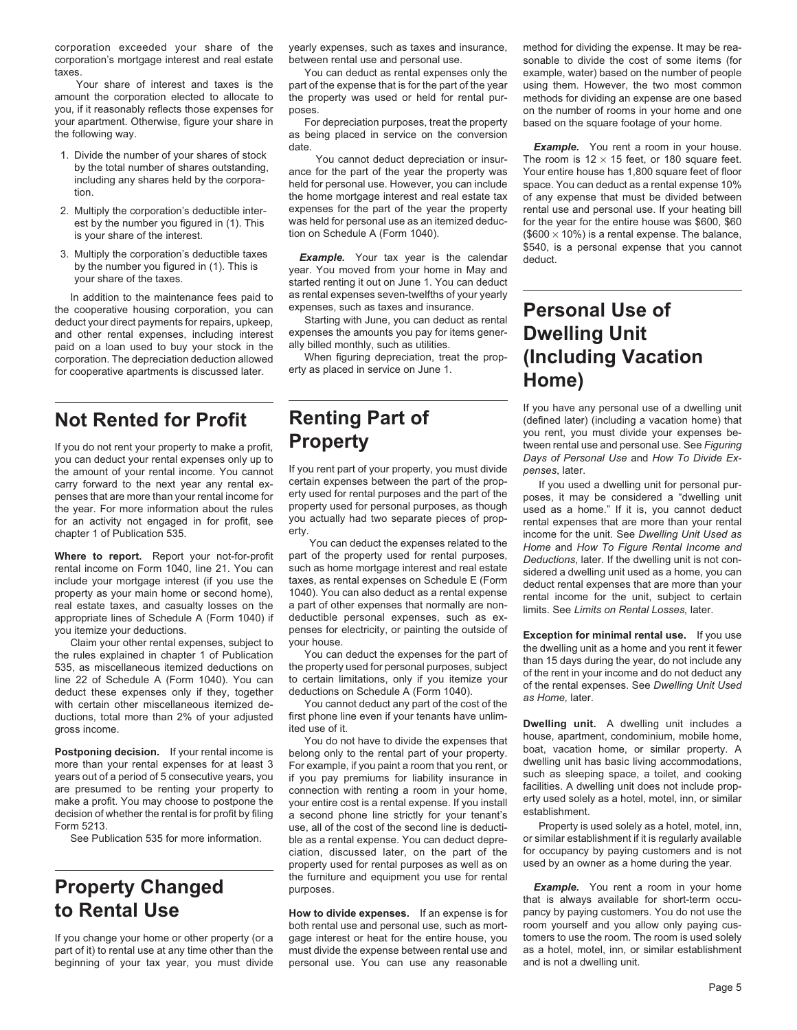corporation exceeded your share of the corporation's mortgage interest and real estate taxes.

Your share of interest and taxes is the amount the corporation elected to allocate to you, if it reasonably reflects those expenses for your apartment. Otherwise, figure your share in the following way.

1. Divide the number of your shares of stock by the total number of shares outstanding, including any shares held by the corporation.
2. Multiply the corporation's deductible interest by the number you figured in (1). This is your share of the interest.
3. Multiply the corporation's deductible taxes by the number you figured in (1). This is your share of the taxes.

In addition to the maintenance fees paid to the cooperative housing corporation, you can deduct your direct payments for repairs, upkeep, and other rental expenses, including interest paid on a loan used to buy your stock in the corporation. The depreciation deduction allowed for cooperative apartments is discussed later.

# Not Rented for Profit

If you do not rent your property to make a profit, you can deduct your rental expenses only up to the amount of your rental income. You cannot carry forward to the next year any rental expenses that are more than your rental income for the year. For more information about the rules for an activity not engaged in for profit, see chapter 1 of Publication 535.

**Where to report.** Report your not-for-profit rental income on Form 1040, line 21. You can include your mortgage interest (if you use the property as your main home or second home), real estate taxes, and casualty losses on the appropriate lines of Schedule A (Form 1040) if you itemize your deductions.

Claim your other rental expenses, subject to the rules explained in chapter 1 of Publication 535, as miscellaneous itemized deductions on line 22 of Schedule A (Form 1040). You can deduct these expenses only if they, together with certain other miscellaneous itemized deductions, total more than 2% of your adjusted gross income.

**Postponing decision.** If your rental income is more than your rental expenses for at least 3 years out of a period of 5 consecutive years, you are presumed to be renting your property to make a profit. You may choose to postpone the decision of whether the rental is for profit by filing Form 5213.

See Publication 535 for more information.

# Property Changed to Rental Use

If you change your home or other property (or a part of it) to rental use at any time other than the beginning of your tax year, you must divide yearly expenses, such as taxes and insurance, between rental use and personal use.

You can deduct as rental expenses only the part of the expense that is for the part of the year the property was used or held for rental purposes.

For depreciation purposes, treat the property as being placed in service on the conversion date.

You cannot deduct depreciation or insurance for the part of the year the property was held for personal use. However, you can include the home mortgage interest and real estate tax expenses for the part of the year the property was held for personal use as an itemized deduction on Schedule A (Form 1040).

***Example.*** Your tax year is the calendar year. You moved from your home in May and started renting it out on June 1. You can deduct as rental expenses seven-twelfths of your yearly expenses, such as taxes and insurance.

Starting with June, you can deduct as rental expenses the amounts you pay for items generally billed monthly, such as utilities.

When figuring depreciation, treat the property as placed in service on June 1.

# Renting Part of Property

If you rent part of your property, you must divide certain expenses between the part of the property used for rental purposes and the part of the property used for personal purposes, as though you actually had two separate pieces of property.

You can deduct the expenses related to the part of the property used for rental purposes, such as home mortgage interest and real estate taxes, as rental expenses on Schedule E (Form 1040). You can also deduct as a rental expense a part of other expenses that normally are nondeductible personal expenses, such as expenses for electricity, or painting the outside of your house.

You can deduct the expenses for the part of the property used for personal purposes, subject to certain limitations, only if you itemize your deductions on Schedule A (Form 1040).

You cannot deduct any part of the cost of the first phone line even if your tenants have unlimited use of it.

You do not have to divide the expenses that belong only to the rental part of your property. For example, if you paint a room that you rent, or if you pay premiums for liability insurance in connection with renting a room in your home, your entire cost is a rental expense. If you install a second phone line strictly for your tenant's use, all of the cost of the second line is deductible as a rental expense. You can deduct depreciation, discussed later, on the part of the property used for rental purposes as well as on the furniture and equipment you use for rental purposes.

**How to divide expenses.** If an expense is for both rental use and personal use, such as mortgage interest or heat for the entire house, you must divide the expense between rental use and personal use. You can use any reasonable method for dividing the expense. It may be reasonable to divide the cost of some items (for example, water) based on the number of people using them. However, the two most common methods for dividing an expense are one based on the number of rooms in your home and one based on the square footage of your home.

***Example.*** You rent a room in your house. The room is $12 \times 15$ feet, or 180 square feet. Your entire house has 1,800 square feet of floor space. You can deduct as a rental expense 10% of any expense that must be divided between rental use and personal use. If your heating bill for the year for the entire house was $600, $60 ($600 × 10%) is a rental expense. The balance, $540, is a personal expense that you cannot deduct.

# Personal Use of Dwelling Unit (Including Vacation Home)

If you have any personal use of a dwelling unit (defined later) (including a vacation home) that you rent, you must divide your expenses between rental use and personal use. See *Figuring Days of Personal Use* and *How To Divide Expenses*, later.

If you used a dwelling unit for personal purposes, it may be considered a "dwelling unit used as a home." If it is, you cannot deduct rental expenses that are more than your rental income for the unit. See *Dwelling Unit Used as Home* and *How To Figure Rental Income and Deductions*, later. If the dwelling unit is not considered a dwelling unit used as a home, you can deduct rental expenses that are more than your rental income for the unit, subject to certain limits. See *Limits on Rental Losses,* later.

**Exception for minimal rental use.** If you use the dwelling unit as a home and you rent it fewer than 15 days during the year, do not include any of the rent in your income and do not deduct any of the rental expenses. See *Dwelling Unit Used as Home,* later.

**Dwelling unit.** A dwelling unit includes a house, apartment, condominium, mobile home, boat, vacation home, or similar property. A dwelling unit has basic living accommodations, such as sleeping space, a toilet, and cooking facilities. A dwelling unit does not include property used solely as a hotel, motel, inn, or similar establishment.

Property is used solely as a hotel, motel, inn, or similar establishment if it is regularly available for occupancy by paying customers and is not used by an owner as a home during the year.

***Example.*** You rent a room in your home that is always available for short-term occupancy by paying customers. You do not use the room yourself and you allow only paying customers to use the room. The room is used solely as a hotel, motel, inn, or similar establishment and is not a dwelling unit.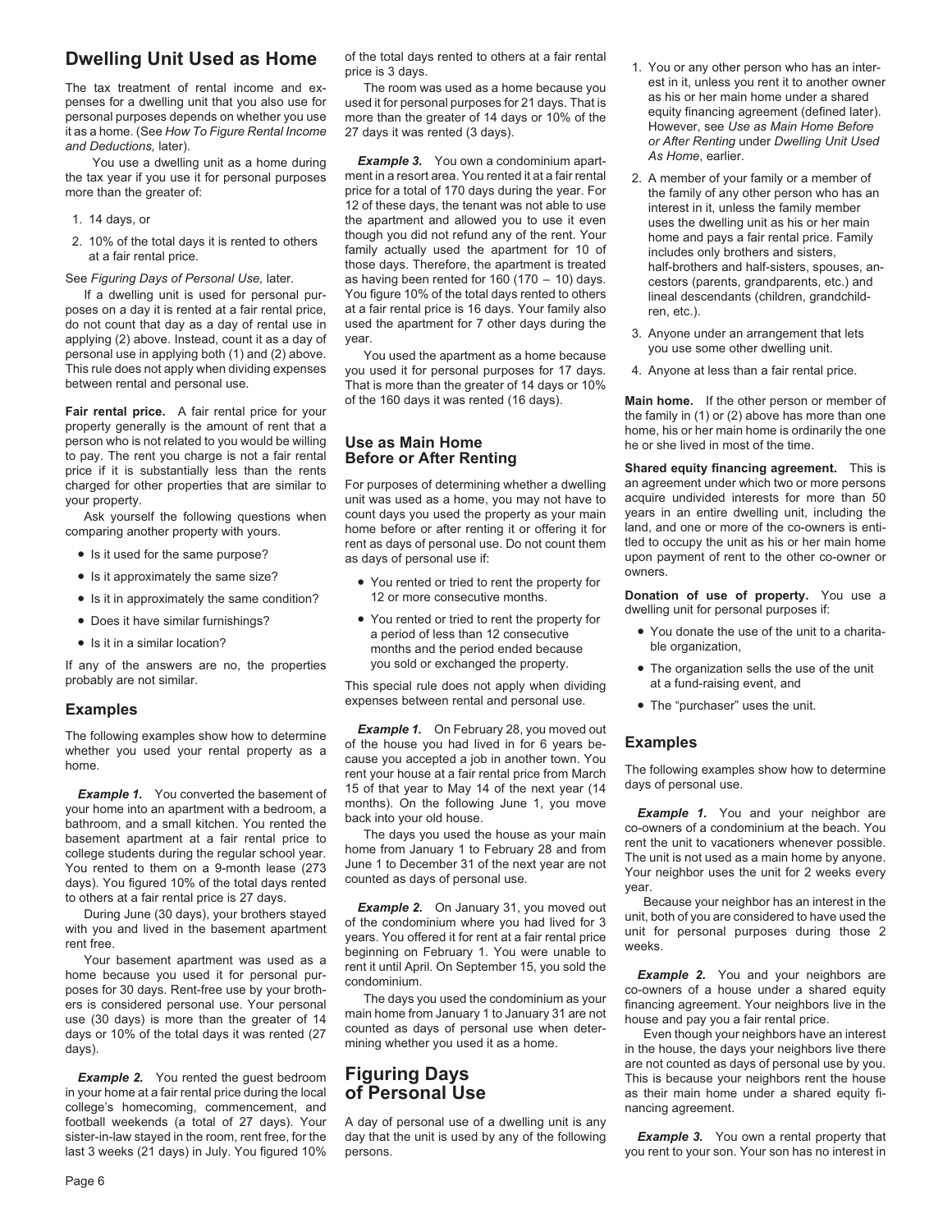## Dwelling Unit Used as Home

The tax treatment of rental income and expenses for a dwelling unit that you also use for personal purposes depends on whether you use it as a home. (See *How To Figure Rental Income and Deductions,* later).

You use a dwelling unit as a home during the tax year if you use it for personal purposes more than the greater of:

1. 14 days, or
2. 10% of the total days it is rented to others at a fair rental price.

See *Figuring Days of Personal Use,* later.

If a dwelling unit is used for personal purposes on a day it is rented at a fair rental price, do not count that day as a day of rental use in applying (2) above. Instead, count it as a day of personal use in applying both (1) and (2) above. This rule does not apply when dividing expenses between rental and personal use.

**Fair rental price.** A fair rental price for your property generally is the amount of rent that a person who is not related to you would be willing to pay. The rent you charge is not a fair rental price if it is substantially less than the rents charged for other properties that are similar to your property.

Ask yourself the following questions when comparing another property with yours.

- Is it used for the same purpose?
- Is it approximately the same size?
- Is it in approximately the same condition?
- Does it have similar furnishings?
- Is it in a similar location?

If any of the answers are no, the properties probably are not similar.

### Examples

The following examples show how to determine whether you used your rental property as a home.

***Example 1.*** You converted the basement of your home into an apartment with a bedroom, a bathroom, and a small kitchen. You rented the basement apartment at a fair rental price to college students during the regular school year. You rented to them on a 9-month lease (273 days). You figured 10% of the total days rented to others at a fair rental price is 27 days.

During June (30 days), your brothers stayed with you and lived in the basement apartment rent free.

Your basement apartment was used as a home because you used it for personal purposes for 30 days. Rent-free use by your brothers is considered personal use. Your personal use (30 days) is more than the greater of 14 days or 10% of the total days it was rented (27 days).

***Example 2.*** You rented the guest bedroom in your home at a fair rental price during the local college's homecoming, commencement, and football weekends (a total of 27 days). Your sister-in-law stayed in the room, rent free, for the last 3 weeks (21 days) in July. You figured 10% of the total days rented to others at a fair rental price is 3 days.

The room was used as a home because you used it for personal purposes for 21 days. That is more than the greater of 14 days or 10% of the 27 days it was rented (3 days).

***Example 3.*** You own a condominium apartment in a resort area. You rented it at a fair rental price for a total of 170 days during the year. For 12 of these days, the tenant was not able to use the apartment and allowed you to use it even though you did not refund any of the rent. Your family actually used the apartment for 10 of those days. Therefore, the apartment is treated as having been rented for 160 (170 − 10) days. You figure 10% of the total days rented to others at a fair rental price is 16 days. Your family also used the apartment for 7 other days during the year.

You used the apartment as a home because you used it for personal purposes for 17 days. That is more than the greater of 14 days or 10% of the 160 days it was rented (16 days).

## Use as Main Home Before or After Renting

For purposes of determining whether a dwelling unit was used as a home, you may not have to count days you used the property as your main home before or after renting it or offering it for rent as days of personal use. Do not count them as days of personal use if:

- You rented or tried to rent the property for 12 or more consecutive months.
- You rented or tried to rent the property for a period of less than 12 consecutive months and the period ended because you sold or exchanged the property.

This special rule does not apply when dividing expenses between rental and personal use.

***Example 1.*** On February 28, you moved out of the house you had lived in for 6 years because you accepted a job in another town. You rent your house at a fair rental price from March 15 of that year to May 14 of the next year (14 months). On the following June 1, you move back into your old house.

The days you used the house as your main home from January 1 to February 28 and from June 1 to December 31 of the next year are not counted as days of personal use.

***Example 2.*** On January 31, you moved out of the condominium where you had lived for 3 years. You offered it for rent at a fair rental price beginning on February 1. You were unable to rent it until April. On September 15, you sold the condominium.

The days you used the condominium as your main home from January 1 to January 31 are not counted as days of personal use when determining whether you used it as a home.

## Figuring Days of Personal Use

A day of personal use of a dwelling unit is any day that the unit is used by any of the following persons.

1. You or any other person who has an interest in it, unless you rent it to another owner as his or her main home under a shared equity financing agreement (defined later). However, see *Use as Main Home Before or After Renting* under *Dwelling Unit Used As Home*, earlier.
2. A member of your family or a member of the family of any other person who has an interest in it, unless the family member uses the dwelling unit as his or her main home and pays a fair rental price. Family includes only brothers and sisters, half-brothers and half-sisters, spouses, ancestors (parents, grandparents, etc.) and lineal descendants (children, grandchildren, etc.).
3. Anyone under an arrangement that lets you use some other dwelling unit.
4. Anyone at less than a fair rental price.

**Main home.** If the other person or member of the family in (1) or (2) above has more than one home, his or her main home is ordinarily the one he or she lived in most of the time.

**Shared equity financing agreement.** This is an agreement under which two or more persons acquire undivided interests for more than 50 years in an entire dwelling unit, including the land, and one or more of the co-owners is entitled to occupy the unit as his or her main home upon payment of rent to the other co-owner or owners.

**Donation of use of property.** You use a dwelling unit for personal purposes if:

- You donate the use of the unit to a charitable organization,
- The organization sells the use of the unit at a fund-raising event, and
- The "purchaser" uses the unit.

### Examples

The following examples show how to determine days of personal use.

***Example 1.*** You and your neighbor are co-owners of a condominium at the beach. You rent the unit to vacationers whenever possible. The unit is not used as a main home by anyone. Your neighbor uses the unit for 2 weeks every year.

Because your neighbor has an interest in the unit, both of you are considered to have used the unit for personal purposes during those 2 weeks.

***Example 2.*** You and your neighbors are co-owners of a house under a shared equity financing agreement. Your neighbors live in the house and pay you a fair rental price.

Even though your neighbors have an interest in the house, the days your neighbors live there are not counted as days of personal use by you. This is because your neighbors rent the house as their main home under a shared equity financing agreement.

***Example 3.*** You own a rental property that you rent to your son. Your son has no interest in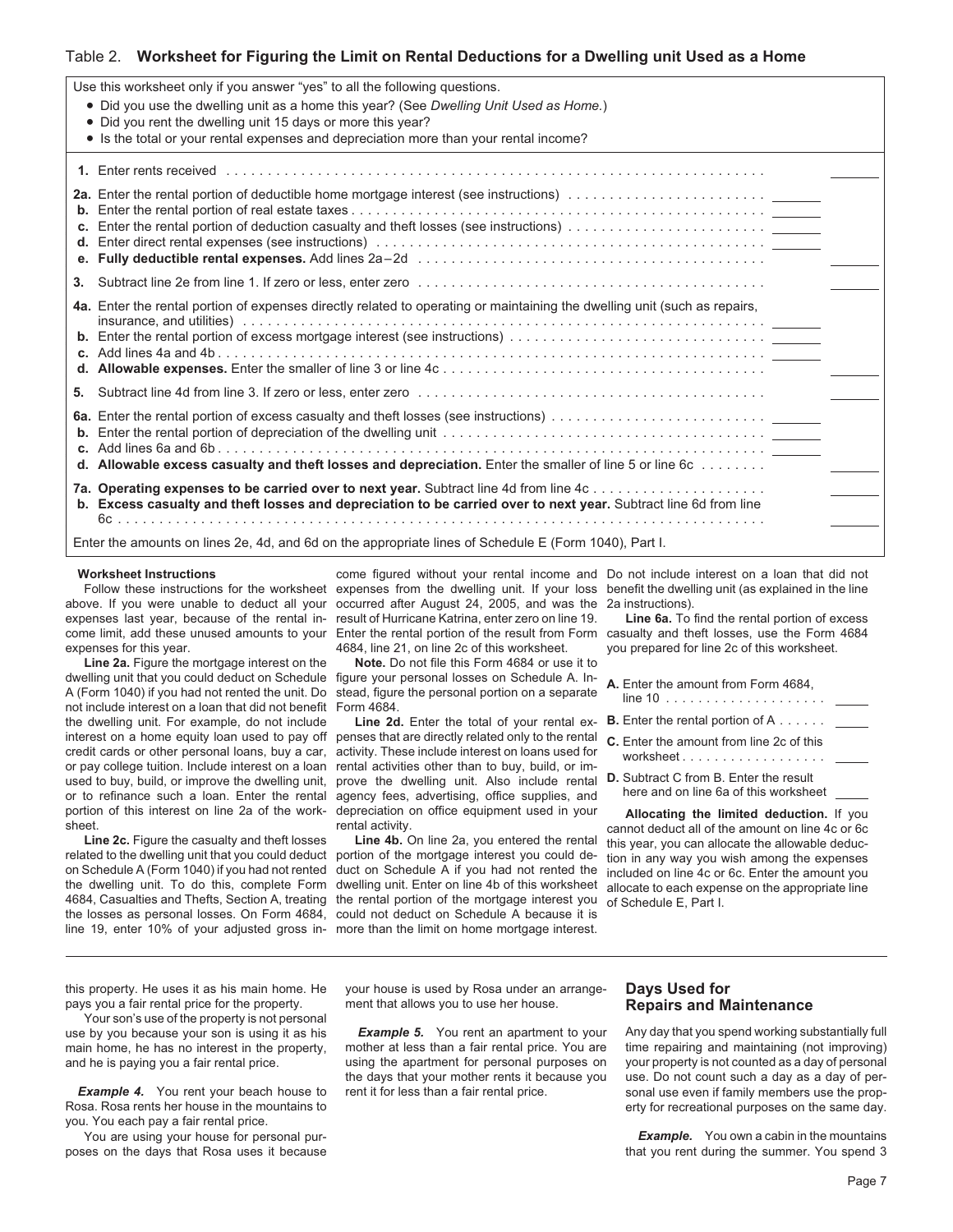## Table 2. Worksheet for Figuring the Limit on Rental Deductions for a Dwelling unit Used as a Home

Use this worksheet only if you answer "yes" to all the following questions.

- Did you use the dwelling unit as a home this year? (See *Dwelling Unit Used as Home.*)
- Did you rent the dwelling unit 15 days or more this year?
- Is the total or your rental expenses and depreciation more than your rental income?

| | | |
|---|---|---|
| **1.** Enter rents received | | ______ |
| **2a.** Enter the rental portion of deductible home mortgage interest (see instructions) | ______ | |
| **b.** Enter the rental portion of real estate taxes | ______ | |
| **c.** Enter the rental portion of deduction casualty and theft losses (see instructions) | ______ | |
| **d.** Enter direct rental expenses (see instructions) | ______ | |
| **e. Fully deductible rental expenses.** Add lines 2a–2d | | ______ |
| **3.** Subtract line 2e from line 1. If zero or less, enter zero | | ______ |
| **4a.** Enter the rental portion of expenses directly related to operating or maintaining the dwelling unit (such as repairs, insurance, and utilities) | ______ | |
| **b.** Enter the rental portion of excess mortgage interest (see instructions) | ______ | |
| **c.** Add lines 4a and 4b | ______ | |
| **d. Allowable expenses.** Enter the smaller of line 3 or line 4c | | ______ |
| **5.** Subtract line 4d from line 3. If zero or less, enter zero | | ______ |
| **6a.** Enter the rental portion of excess casualty and theft losses (see instructions) | ______ | |
| **b.** Enter the rental portion of depreciation of the dwelling unit | ______ | |
| **c.** Add lines 6a and 6b | ______ | |
| **d. Allowable excess casualty and theft losses and depreciation.** Enter the smaller of line 5 or line 6c | | ______ |
| **7a. Operating expenses to be carried over to next year.** Subtract line 4d from line 4c | | ______ |
| **b. Excess casualty and theft losses and depreciation to be carried over to next year.** Subtract line 6d from line 6c | | ______ |

Enter the amounts on lines 2e, 4d, and 6d on the appropriate lines of Schedule E (Form 1040), Part I.

### Worksheet Instructions

Follow these instructions for the worksheet above. If you were unable to deduct all your expenses last year, because of the rental income limit, add these unused amounts to your expenses for this year.

**Line 2a.** Figure the mortgage interest on the dwelling unit that you could deduct on Schedule A (Form 1040) if you had not rented the unit. Do not include interest on a loan that did not benefit the dwelling unit. For example, do not include interest on a home equity loan used to pay off credit cards or other personal loans, buy a car, or pay college tuition. Include interest on a loan used to buy, build, or improve the dwelling unit, or to refinance such a loan. Enter the rental portion of this interest on line 2a of the worksheet.

**Line 2c.** Figure the casualty and theft losses related to the dwelling unit that you could deduct on Schedule A (Form 1040) if you had not rented the dwelling unit. To do this, complete Form 4684, Casualties and Thefts, Section A, treating the losses as personal losses. On Form 4684, line 19, enter 10% of your adjusted gross income figured without your rental income and expenses from the dwelling unit. If your loss occurred after August 24, 2005, and was the result of Hurricane Katrina, enter zero on line 19. Enter the rental portion of the result from Form 4684, line 21, on line 2c of this worksheet.

**Note.** Do not file this Form 4684 or use it to figure your personal losses on Schedule A. Instead, figure the personal portion on a separate Form 4684.

**Line 2d.** Enter the total of your rental expenses that are directly related only to the rental activity. These include interest on loans used for rental activities other than to buy, build, or improve the dwelling unit. Also include rental agency fees, advertising, office supplies, and depreciation on office equipment used in your rental activity.

**Line 4b.** On line 2a, you entered the rental portion of the mortgage interest you could deduct on Schedule A if you had not rented the dwelling unit. Enter on line 4b of this worksheet the rental portion of the mortgage interest you could not deduct on Schedule A because it is more than the limit on home mortgage interest. Do not include interest on a loan that did not benefit the dwelling unit (as explained in the line 2a instructions).

**Line 6a.** To find the rental portion of excess casualty and theft losses, use the Form 4684 you prepared for line 2c of this worksheet.

| | |
|---|---|
| **A.** Enter the amount from Form 4684, line 10 | ____ |
| **B.** Enter the rental portion of A | ____ |
| **C.** Enter the amount from line 2c of this worksheet | ____ |
| **D.** Subtract C from B. Enter the result here and on line 6a of this worksheet | ____ |

**Allocating the limited deduction.** If you cannot deduct all of the amount on line 4c or 6c this year, you can allocate the allowable deduction in any way you wish among the expenses included on line 4c or 6c. Enter the amount you allocate to each expense on the appropriate line of Schedule E, Part I.

---

this property. He uses it as his main home. He pays you a fair rental price for the property.

Your son's use of the property is not personal use by you because your son is using it as his main home, he has no interest in the property, and he is paying you a fair rental price.

***Example 4.*** You rent your beach house to Rosa. Rosa rents her house in the mountains to you. You each pay a fair rental price.

You are using your house for personal purposes on the days that Rosa uses it because your house is used by Rosa under an arrangement that allows you to use her house.

***Example 5.*** You rent an apartment to your mother at less than a fair rental price. You are using the apartment for personal purposes on the days that your mother rents it because you rent it for less than a fair rental price.

## Days Used for Repairs and Maintenance

Any day that you spend working substantially full time repairing and maintaining (not improving) your property is not counted as a day of personal use. Do not count such a day as a day of personal use even if family members use the property for recreational purposes on the same day.

***Example.*** You own a cabin in the mountains that you rent during the summer. You spend 3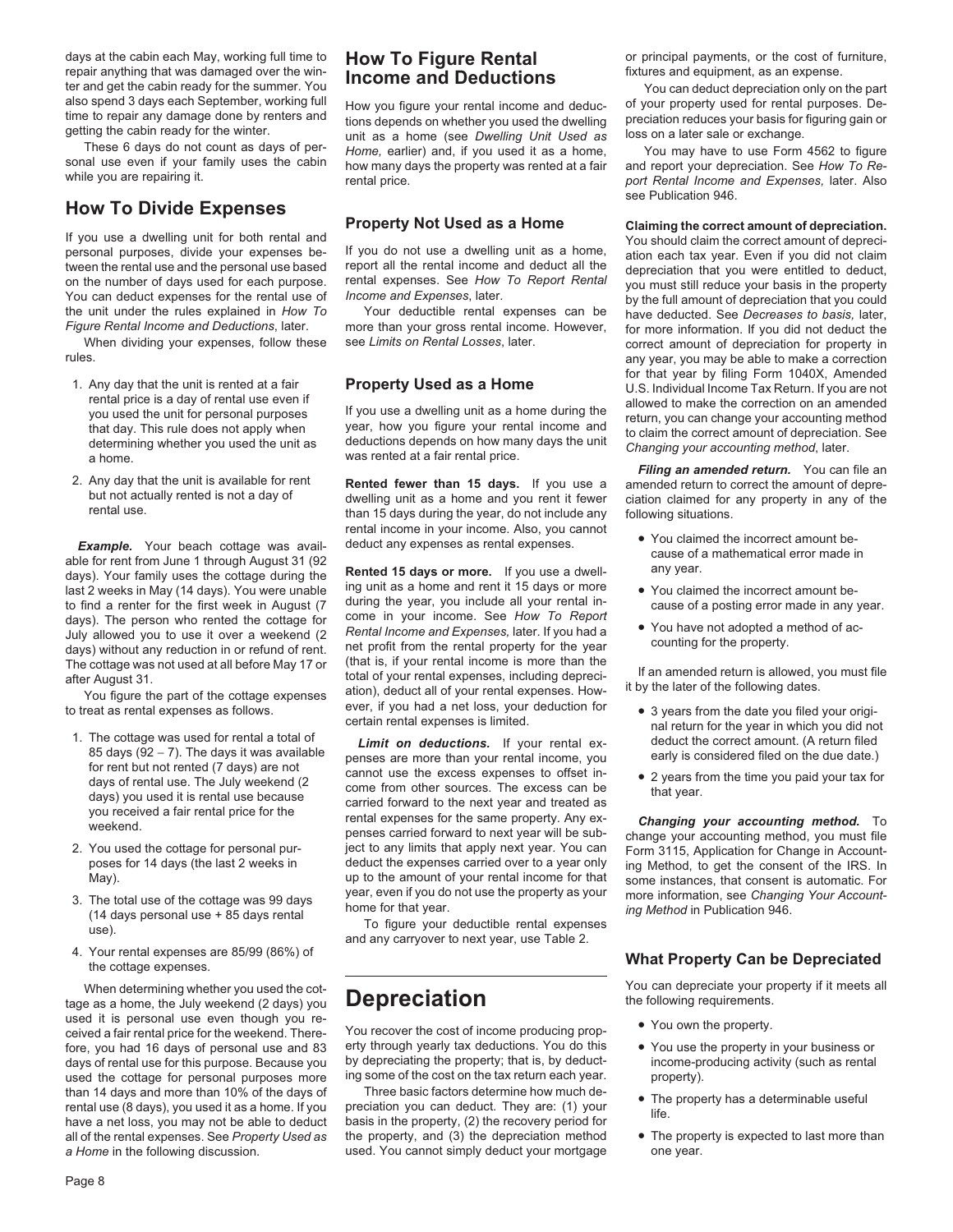days at the cabin each May, working full time to repair anything that was damaged over the winter and get the cabin ready for the summer. You also spend 3 days each September, working full time to repair any damage done by renters and getting the cabin ready for the winter.

These 6 days do not count as days of personal use even if your family uses the cabin while you are repairing it.

## How To Divide Expenses

If you use a dwelling unit for both rental and personal purposes, divide your expenses between the rental use and the personal use based on the number of days used for each purpose. You can deduct expenses for the rental use of the unit under the rules explained in *How To Figure Rental Income and Deductions*, later.

When dividing your expenses, follow these rules.

1. Any day that the unit is rented at a fair rental price is a day of rental use even if you used the unit for personal purposes that day. This rule does not apply when determining whether you used the unit as a home.
2. Any day that the unit is available for rent but not actually rented is not a day of rental use.

***Example.*** Your beach cottage was available for rent from June 1 through August 31 (92 days). Your family uses the cottage during the last 2 weeks in May (14 days). You were unable to find a renter for the first week in August (7 days). The person who rented the cottage for July allowed you to use it over a weekend (2 days) without any reduction in or refund of rent. The cottage was not used at all before May 17 or after August 31.

You figure the part of the cottage expenses to treat as rental expenses as follows.

1. The cottage was used for rental a total of 85 days (92 − 7). The days it was available for rent but not rented (7 days) are not days of rental use. The July weekend (2 days) you used it is rental use because you received a fair rental price for the weekend.
2. You used the cottage for personal purposes for 14 days (the last 2 weeks in May).
3. The total use of the cottage was 99 days (14 days personal use + 85 days rental use).
4. Your rental expenses are 85/99 (86%) of the cottage expenses.

When determining whether you used the cottage as a home, the July weekend (2 days) you used it is personal use even though you received a fair rental price for the weekend. Therefore, you had 16 days of personal use and 83 days of rental use for this purpose. Because you used the cottage for personal purposes more than 14 days and more than 10% of the days of rental use (8 days), you used it as a home. If you have a net loss, you may not be able to deduct all of the rental expenses. See *Property Used as a Home* in the following discussion.

# How To Figure Rental Income and Deductions

How you figure your rental income and deductions depends on whether you used the dwelling unit as a home (see *Dwelling Unit Used as Home,* earlier) and, if you used it as a home, how many days the property was rented at a fair rental price.

## Property Not Used as a Home

If you do not use a dwelling unit as a home, report all the rental income and deduct all the rental expenses. See *How To Report Rental Income and Expenses*, later.

Your deductible rental expenses can be more than your gross rental income. However, see *Limits on Rental Losses*, later.

## Property Used as a Home

If you use a dwelling unit as a home during the year, how you figure your rental income and deductions depends on how many days the unit was rented at a fair rental price.

**Rented fewer than 15 days.** If you use a dwelling unit as a home and you rent it fewer than 15 days during the year, do not include any rental income in your income. Also, you cannot deduct any expenses as rental expenses.

**Rented 15 days or more.** If you use a dwelling unit as a home and rent it 15 days or more during the year, you include all your rental income in your income. See *How To Report Rental Income and Expenses,* later. If you had a net profit from the rental property for the year (that is, if your rental income is more than the total of your rental expenses, including depreciation), deduct all of your rental expenses. However, if you had a net loss, your deduction for certain rental expenses is limited.

***Limit on deductions.*** If your rental expenses are more than your rental income, you cannot use the excess expenses to offset income from other sources. The excess can be carried forward to the next year and treated as rental expenses for the same property. Any expenses carried forward to next year will be subject to any limits that apply next year. You can deduct the expenses carried over to a year only up to the amount of your rental income for that year, even if you do not use the property as your home for that year.

To figure your deductible rental expenses and any carryover to next year, use Table 2.

# Depreciation

You recover the cost of income producing property through yearly tax deductions. You do this by depreciating the property; that is, by deducting some of the cost on the tax return each year.

Three basic factors determine how much depreciation you can deduct. They are: (1) your basis in the property, (2) the recovery period for the property, and (3) the depreciation method used. You cannot simply deduct your mortgage or principal payments, or the cost of furniture, fixtures and equipment, as an expense.

You can deduct depreciation only on the part of your property used for rental purposes. Depreciation reduces your basis for figuring gain or loss on a later sale or exchange.

You may have to use Form 4562 to figure and report your depreciation. See *How To Report Rental Income and Expenses,* later. Also see Publication 946.

**Claiming the correct amount of depreciation.** You should claim the correct amount of depreciation each tax year. Even if you did not claim depreciation that you were entitled to deduct, you must still reduce your basis in the property by the full amount of depreciation that you could have deducted. See *Decreases to basis,* later, for more information. If you did not deduct the correct amount of depreciation for property in any year, you may be able to make a correction for that year by filing Form 1040X, Amended U.S. Individual Income Tax Return. If you are not allowed to make the correction on an amended return, you can change your accounting method to claim the correct amount of depreciation. See *Changing your accounting method*, later.

***Filing an amended return.*** You can file an amended return to correct the amount of depreciation claimed for any property in any of the following situations.

- You claimed the incorrect amount because of a mathematical error made in any year.
- You claimed the incorrect amount because of a posting error made in any year.
- You have not adopted a method of accounting for the property.

If an amended return is allowed, you must file it by the later of the following dates.

- 3 years from the date you filed your original return for the year in which you did not deduct the correct amount. (A return filed early is considered filed on the due date.)
- 2 years from the time you paid your tax for that year.

***Changing your accounting method.*** To change your accounting method, you must file Form 3115, Application for Change in Accounting Method, to get the consent of the IRS. In some instances, that consent is automatic. For more information, see *Changing Your Accounting Method* in Publication 946.

## What Property Can be Depreciated

You can depreciate your property if it meets all the following requirements.

- You own the property.
- You use the property in your business or income-producing activity (such as rental property).
- The property has a determinable useful life.
- The property is expected to last more than one year.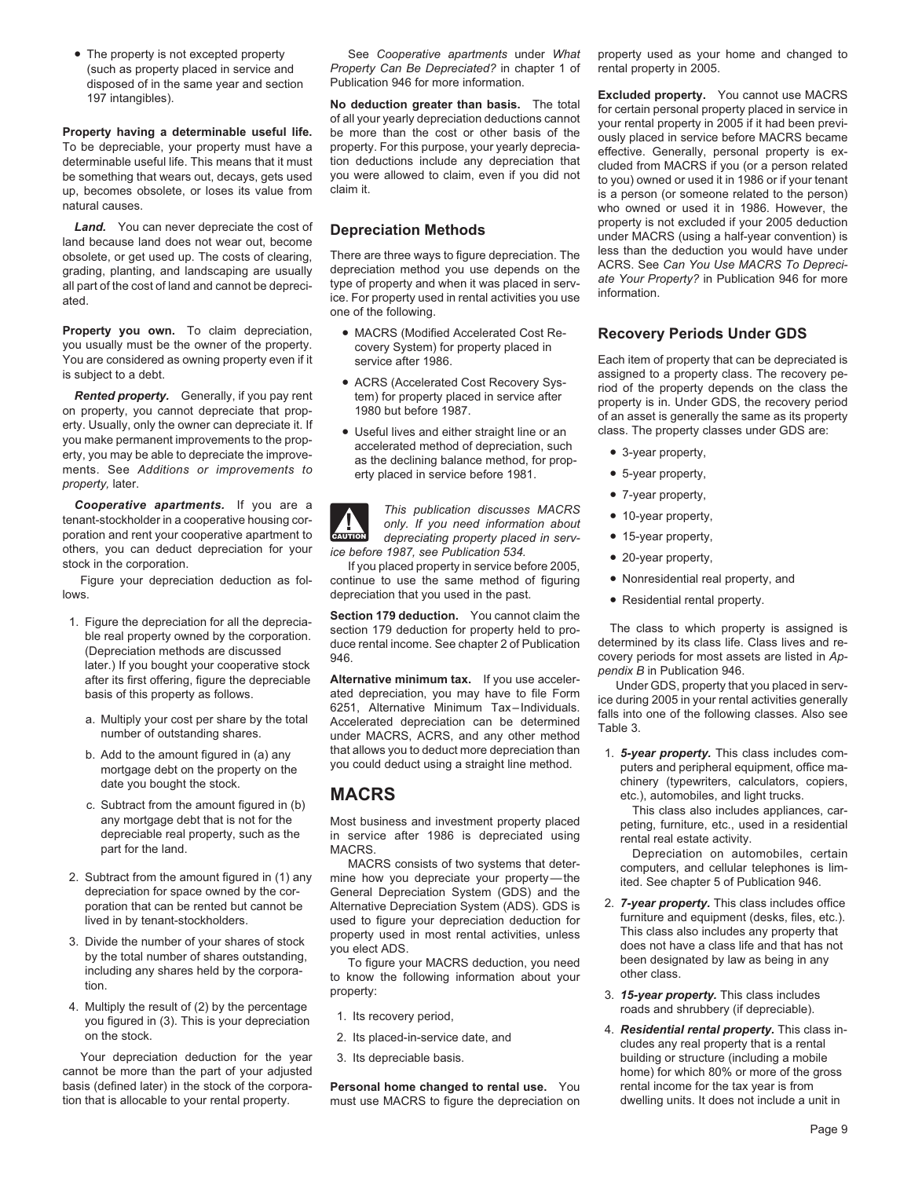- The property is not excepted property (such as property placed in service and disposed of in the same year and section 197 intangibles).

**Property having a determinable useful life.** To be depreciable, your property must have a determinable useful life. This means that it must be something that wears out, decays, gets used up, becomes obsolete, or loses its value from natural causes.

***Land.*** You can never depreciate the cost of land because land does not wear out, become obsolete, or get used up. The costs of clearing, grading, planting, and landscaping are usually all part of the cost of land and cannot be depreciated.

**Property you own.** To claim depreciation, you usually must be the owner of the property. You are considered as owning property even if it is subject to a debt.

***Rented property.*** Generally, if you pay rent on property, you cannot depreciate that property. Usually, only the owner can depreciate it. If you make permanent improvements to the property, you may be able to depreciate the improvements. See *Additions or improvements to property,* later.

***Cooperative apartments.*** If you are a tenant-stockholder in a cooperative housing corporation and rent your cooperative apartment to others, you can deduct depreciation for your stock in the corporation.

Figure your depreciation deduction as follows.

1. Figure the depreciation for all the depreciable real property owned by the corporation. (Depreciation methods are discussed later.) If you bought your cooperative stock after its first offering, figure the depreciable basis of this property as follows.
   a. Multiply your cost per share by the total number of outstanding shares.
   b. Add to the amount figured in (a) any mortgage debt on the property on the date you bought the stock.
   c. Subtract from the amount figured in (b) any mortgage debt that is not for the depreciable real property, such as the part for the land.
2. Subtract from the amount figured in (1) any depreciation for space owned by the corporation that can be rented but cannot be lived in by tenant-stockholders.
3. Divide the number of your shares of stock by the total number of shares outstanding, including any shares held by the corporation.
4. Multiply the result of (2) by the percentage you figured in (3). This is your depreciation on the stock.

Your depreciation deduction for the year cannot be more than the part of your adjusted basis (defined later) in the stock of the corporation that is allocable to your rental property.

See *Cooperative apartments* under *What Property Can Be Depreciated?* in chapter 1 of Publication 946 for more information.

**No deduction greater than basis.** The total of all your yearly depreciation deductions cannot be more than the cost or other basis of the property. For this purpose, your yearly depreciation deductions include any depreciation that you were allowed to claim, even if you did not claim it.

## Depreciation Methods

There are three ways to figure depreciation. The depreciation method you use depends on the type of property and when it was placed in service. For property used in rental activities you use one of the following.

- MACRS (Modified Accelerated Cost Recovery System) for property placed in service after 1986.
- ACRS (Accelerated Cost Recovery System) for property placed in service after 1980 but before 1987.
- Useful lives and either straight line or an accelerated method of depreciation, such as the declining balance method, for property placed in service before 1981.

**CAUTION:** *This publication discusses MACRS only. If you need information about depreciating property placed in service before 1987, see Publication 534.*

If you placed property in service before 2005, continue to use the same method of figuring depreciation that you used in the past.

**Section 179 deduction.** You cannot claim the section 179 deduction for property held to produce rental income. See chapter 2 of Publication 946.

**Alternative minimum tax.** If you use accelerated depreciation, you may have to file Form 6251, Alternative Minimum Tax–Individuals. Accelerated depreciation can be determined under MACRS, ACRS, and any other method that allows you to deduct more depreciation than you could deduct using a straight line method.

# MACRS

Most business and investment property placed in service after 1986 is depreciated using MACRS.

MACRS consists of two systems that determine how you depreciate your property—the General Depreciation System (GDS) and the Alternative Depreciation System (ADS). GDS is used to figure your depreciation deduction for property used in most rental activities, unless you elect ADS.

To figure your MACRS deduction, you need to know the following information about your property:

1. Its recovery period,
2. Its placed-in-service date, and
3. Its depreciable basis.

**Personal home changed to rental use.** You must use MACRS to figure the depreciation on property used as your home and changed to rental property in 2005.

**Excluded property.** You cannot use MACRS for certain personal property placed in service in your rental property in 2005 if it had been previously placed in service before MACRS became effective. Generally, personal property is excluded from MACRS if you (or a person related to you) owned or used it in 1986 or if your tenant is a person (or someone related to the person) who owned or used it in 1986. However, the property is not excluded if your 2005 deduction under MACRS (using a half-year convention) is less than the deduction you would have under ACRS. See *Can You Use MACRS To Depreciate Your Property?* in Publication 946 for more information.

## Recovery Periods Under GDS

Each item of property that can be depreciated is assigned to a property class. The recovery period of the property depends on the class the property is in. Under GDS, the recovery period of an asset is generally the same as its property class. The property classes under GDS are:

- 3-year property,
- 5-year property,
- 7-year property,
- 10-year property,
- 15-year property,
- 20-year property,
- Nonresidential real property, and
- Residential rental property.

The class to which property is assigned is determined by its class life. Class lives and recovery periods for most assets are listed in *Appendix B* in Publication 946.

Under GDS, property that you placed in service during 2005 in your rental activities generally falls into one of the following classes. Also see Table 3.

1. ***5-year property.*** This class includes computers and peripheral equipment, office machinery (typewriters, calculators, copiers, etc.), automobiles, and light trucks.

   This class also includes appliances, carpeting, furniture, etc., used in a residential rental real estate activity.

   Depreciation on automobiles, certain computers, and cellular telephones is limited. See chapter 5 of Publication 946.
2. ***7-year property.*** This class includes office furniture and equipment (desks, files, etc.). This class also includes any property that does not have a class life and that has not been designated by law as being in any other class.
3. ***15-year property.*** This class includes roads and shrubbery (if depreciable).
4. ***Residential rental property.*** This class includes any real property that is a rental building or structure (including a mobile home) for which 80% or more of the gross rental income for the tax year is from dwelling units. It does not include a unit in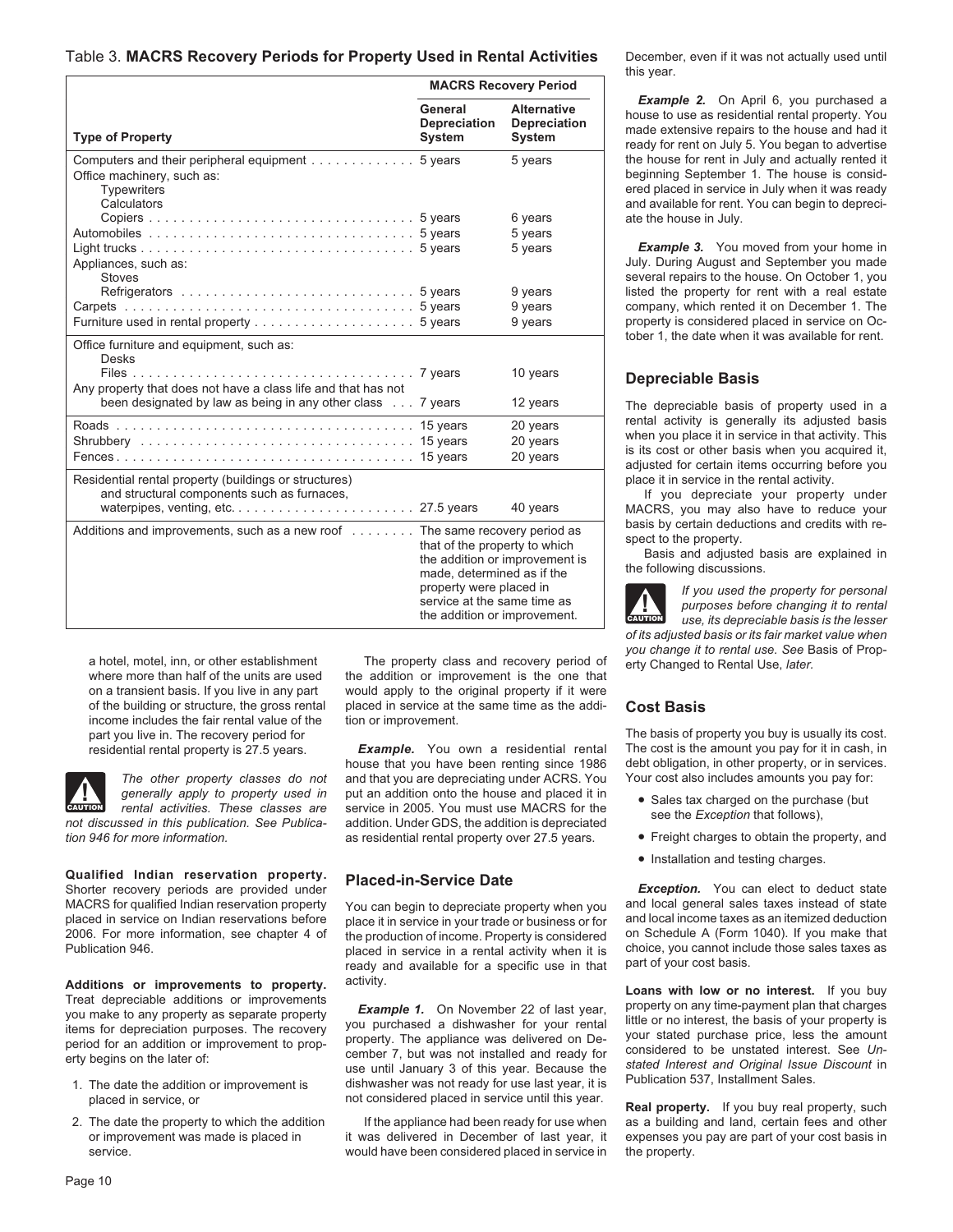## Table 3. MACRS Recovery Periods for Property Used in Rental Activities

| Type of Property | MACRS Recovery Period | |
|---|---|---|
| | General Depreciation System | Alternative Depreciation System |
| Computers and their peripheral equipment | 5 years | 5 years |
| Office machinery, such as: Typewriters Calculators Copiers | 5 years | 6 years |
| Automobiles | 5 years | 5 years |
| Light trucks | 5 years | 5 years |
| Appliances, such as: Stoves Refrigerators | 5 years | 9 years |
| Carpets | 5 years | 9 years |
| Furniture used in rental property | 5 years | 9 years |
| Office furniture and equipment, such as: Desks Files | 7 years | 10 years |
| Any property that does not have a class life and that has not been designated by law as being in any other class | 7 years | 12 years |
| Roads | 15 years | 20 years |
| Shrubbery | 15 years | 20 years |
| Fences | 15 years | 20 years |
| Residential rental property (buildings or structures) and structural components such as furnaces, waterpipes, venting, etc. | 27.5 years | 40 years |
| Additions and improvements, such as a new roof | The same recovery period as that of the property to which the addition or improvement is made, determined as if the property were placed in service at the same time as the addition or improvement. | |

a hotel, motel, inn, or other establishment where more than half of the units are used on a transient basis. If you live in any part of the building or structure, the gross rental income includes the fair rental value of the part you live in. The recovery period for residential rental property is 27.5 years.

**CAUTION** *The other property classes do not generally apply to property used in rental activities. These classes are not discussed in this publication. See Publication 946 for more information.*

**Qualified Indian reservation property.** Shorter recovery periods are provided under MACRS for qualified Indian reservation property placed in service on Indian reservations before 2006. For more information, see chapter 4 of Publication 946.

**Additions or improvements to property.** Treat depreciable additions or improvements you make to any property as separate property items for depreciation purposes. The recovery period for an addition or improvement to property begins on the later of:

1. The date the addition or improvement is placed in service, or
2. The date the property to which the addition or improvement was made is placed in service.

The property class and recovery period of the addition or improvement is the one that would apply to the original property if it were placed in service at the same time as the addition or improvement.

***Example.*** You own a residential rental house that you have been renting since 1986 and that you are depreciating under ACRS. You put an addition onto the house and placed it in service in 2005. You must use MACRS for the addition. Under GDS, the addition is depreciated as residential rental property over 27.5 years.

## Placed-in-Service Date

You can begin to depreciate property when you place it in service in your trade or business or for the production of income. Property is considered placed in service in a rental activity when it is ready and available for a specific use in that activity.

***Example 1.*** On November 22 of last year, you purchased a dishwasher for your rental property. The appliance was delivered on December 7, but was not installed and ready for use until January 3 of this year. Because the dishwasher was not ready for use last year, it is not considered placed in service until this year.

If the appliance had been ready for use when it was delivered in December of last year, it would have been considered placed in service in December, even if it was not actually used until this year.

***Example 2.*** On April 6, you purchased a house to use as residential rental property. You made extensive repairs to the house and had it ready for rent on July 5. You began to advertise the house for rent in July and actually rented it beginning September 1. The house is considered placed in service in July when it was ready and available for rent. You can begin to depreciate the house in July.

***Example 3.*** You moved from your home in July. During August and September you made several repairs to the house. On October 1, you listed the property for rent with a real estate company, which rented it on December 1. The property is considered placed in service on October 1, the date when it was available for rent.

## Depreciable Basis

The depreciable basis of property used in a rental activity is generally its adjusted basis when you place it in service in that activity. This is its cost or other basis when you acquired it, adjusted for certain items occurring before you place it in service in the rental activity.

If you depreciate your property under MACRS, you may also have to reduce your basis by certain deductions and credits with respect to the property.

Basis and adjusted basis are explained in the following discussions.

**CAUTION** *If you used the property for personal purposes before changing it to rental use, its depreciable basis is the lesser of its adjusted basis or its fair market value when you change it to rental use. See* Basis of Property Changed to Rental Use, *later.*

## Cost Basis

The basis of property you buy is usually its cost. The cost is the amount you pay for it in cash, in debt obligation, in other property, or in services. Your cost also includes amounts you pay for:

- Sales tax charged on the purchase (but see the *Exception* that follows),
- Freight charges to obtain the property, and
- Installation and testing charges.

***Exception.*** You can elect to deduct state and local general sales taxes instead of state and local income taxes as an itemized deduction on Schedule A (Form 1040). If you make that choice, you cannot include those sales taxes as part of your cost basis.

**Loans with low or no interest.** If you buy property on any time-payment plan that charges little or no interest, the basis of your property is your stated purchase price, less the amount considered to be unstated interest. See *Unstated Interest and Original Issue Discount* in Publication 537, Installment Sales.

**Real property.** If you buy real property, such as a building and land, certain fees and other expenses you pay are part of your cost basis in the property.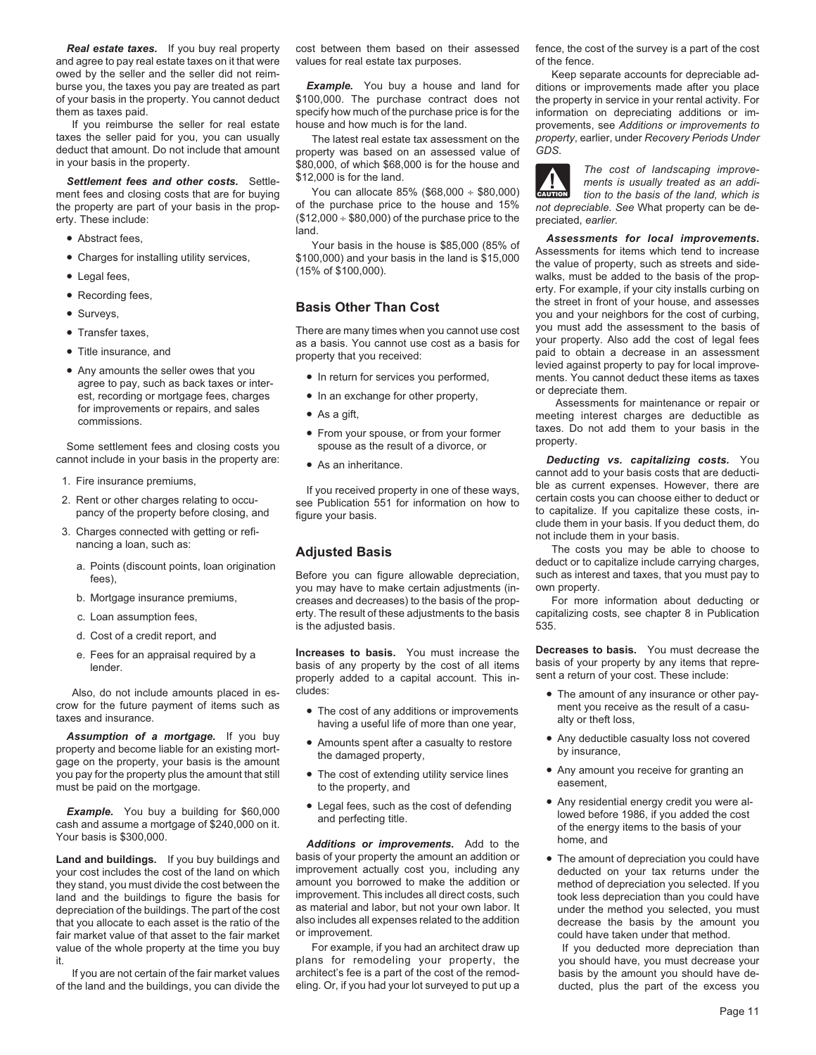***Real estate taxes.*** If you buy real property and agree to pay real estate taxes on it that were owed by the seller and the seller did not reimburse you, the taxes you pay are treated as part of your basis in the property. You cannot deduct them as taxes paid.

If you reimburse the seller for real estate taxes the seller paid for you, you can usually deduct that amount. Do not include that amount in your basis in the property.

***Settlement fees and other costs.*** Settlement fees and closing costs that are for buying the property are part of your basis in the property. These include:

- Abstract fees,
- Charges for installing utility services,
- Legal fees,
- Recording fees,
- Surveys,
- Transfer taxes,
- Title insurance, and
- Any amounts the seller owes that you agree to pay, such as back taxes or interest, recording or mortgage fees, charges for improvements or repairs, and sales commissions.

Some settlement fees and closing costs you cannot include in your basis in the property are:

1. Fire insurance premiums,
2. Rent or other charges relating to occupancy of the property before closing, and
3. Charges connected with getting or refinancing a loan, such as:
   a. Points (discount points, loan origination fees),
   b. Mortgage insurance premiums,
   c. Loan assumption fees,
   d. Cost of a credit report, and
   e. Fees for an appraisal required by a lender.

Also, do not include amounts placed in escrow for the future payment of items such as taxes and insurance.

***Assumption of a mortgage.*** If you buy property and become liable for an existing mortgage on the property, your basis is the amount you pay for the property plus the amount that still must be paid on the mortgage.

***Example.*** You buy a building for $60,000 cash and assume a mortgage of $240,000 on it. Your basis is $300,000.

**Land and buildings.** If you buy buildings and your cost includes the cost of the land on which they stand, you must divide the cost between the land and the buildings to figure the basis for depreciation of the buildings. The part of the cost that you allocate to each asset is the ratio of the fair market value of that asset to the fair market value of the whole property at the time you buy it.

If you are not certain of the fair market values of the land and the buildings, you can divide the cost between them based on their assessed values for real estate tax purposes.

***Example.*** You buy a house and land for $100,000. The purchase contract does not specify how much of the purchase price is for the house and how much is for the land.

The latest real estate tax assessment on the property was based on an assessed value of $80,000, of which $68,000 is for the house and $12,000 is for the land.

You can allocate 85% ($68,000 ÷ $80,000) of the purchase price to the house and 15% ($12,000 ÷ $80,000) of the purchase price to the land.

Your basis in the house is $85,000 (85% of $100,000) and your basis in the land is $15,000 (15% of $100,000).

## Basis Other Than Cost

There are many times when you cannot use cost as a basis. You cannot use cost as a basis for property that you received:

- In return for services you performed,
- In an exchange for other property,
- As a gift,
- From your spouse, or from your former spouse as the result of a divorce, or
- As an inheritance.

If you received property in one of these ways, see Publication 551 for information on how to figure your basis.

## Adjusted Basis

Before you can figure allowable depreciation, you may have to make certain adjustments (increases and decreases) to the basis of the property. The result of these adjustments to the basis is the adjusted basis.

**Increases to basis.** You must increase the basis of any property by the cost of all items properly added to a capital account. This includes:

- The cost of any additions or improvements having a useful life of more than one year,
- Amounts spent after a casualty to restore the damaged property,
- The cost of extending utility service lines to the property, and
- Legal fees, such as the cost of defending and perfecting title.

***Additions or improvements.*** Add to the basis of your property the amount an addition or improvement actually cost you, including any amount you borrowed to make the addition or improvement. This includes all direct costs, such as material and labor, but not your own labor. It also includes all expenses related to the addition or improvement.

For example, if you had an architect draw up plans for remodeling your property, the architect's fee is a part of the cost of the remodeling. Or, if you had your lot surveyed to put up a fence, the cost of the survey is a part of the cost of the fence.

Keep separate accounts for depreciable additions or improvements made after you place the property in service in your rental activity. For information on depreciating additions or improvements, see *Additions or improvements to property*, earlier, under *Recovery Periods Under GDS*.

CAUTION: *The cost of landscaping improvements is usually treated as an addition to the basis of the land, which is not depreciable. See* What property can be depreciated, *earlier.*

***Assessments for local improvements.*** Assessments for items which tend to increase the value of property, such as streets and sidewalks, must be added to the basis of the property. For example, if your city installs curbing on the street in front of your house, and assesses you and your neighbors for the cost of curbing, you must add the assessment to the basis of your property. Also add the cost of legal fees paid to obtain a decrease in an assessment levied against property to pay for local improvements. You cannot deduct these items as taxes or depreciate them.

Assessments for maintenance or repair or meeting interest charges are deductible as taxes. Do not add them to your basis in the property.

***Deducting vs. capitalizing costs.*** You cannot add to your basis costs that are deductible as current expenses. However, there are certain costs you can choose either to deduct or to capitalize. If you capitalize these costs, include them in your basis. If you deduct them, do not include them in your basis.

The costs you may be able to choose to deduct or to capitalize include carrying charges, such as interest and taxes, that you must pay to own property.

For more information about deducting or capitalizing costs, see chapter 8 in Publication 535.

**Decreases to basis.** You must decrease the basis of your property by any items that represent a return of your cost. These include:

- The amount of any insurance or other payment you receive as the result of a casualty or theft loss,
- Any deductible casualty loss not covered by insurance,
- Any amount you receive for granting an easement,
- Any residential energy credit you were allowed before 1986, if you added the cost of the energy items to the basis of your home, and
- The amount of depreciation you could have deducted on your tax returns under the method of depreciation you selected. If you took less depreciation than you could have under the method you selected, you must decrease the basis by the amount you could have taken under that method.

If you deducted more depreciation than you should have, you must decrease your basis by the amount you should have deducted, plus the part of the excess you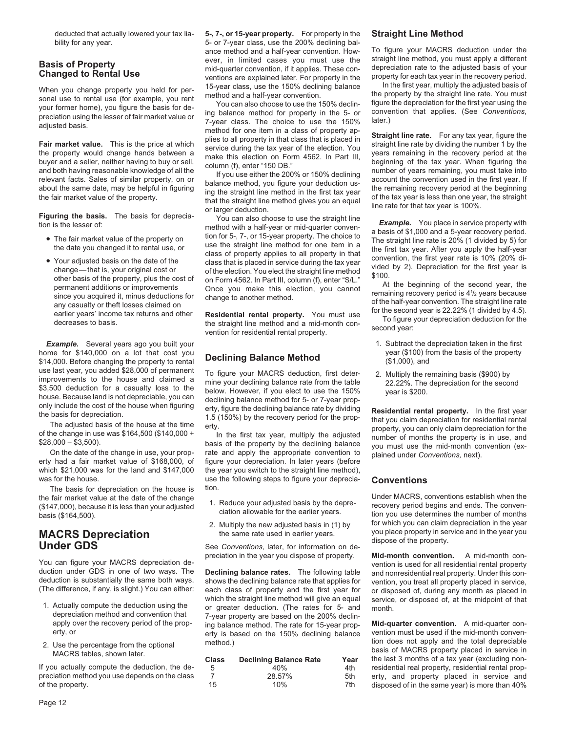deducted that actually lowered your tax liability for any year.

## Basis of Property Changed to Rental Use

When you change property you held for personal use to rental use (for example, you rent your former home), you figure the basis for depreciation using the lesser of fair market value or adjusted basis.

**Fair market value.** This is the price at which the property would change hands between a buyer and a seller, neither having to buy or sell, and both having reasonable knowledge of all the relevant facts. Sales of similar property, on or about the same date, may be helpful in figuring the fair market value of the property.

**Figuring the basis.** The basis for depreciation is the lesser of:

- The fair market value of the property on the date you changed it to rental use, or
- Your adjusted basis on the date of the change — that is, your original cost or other basis of the property, plus the cost of permanent additions or improvements since you acquired it, minus deductions for any casualty or theft losses claimed on earlier years' income tax returns and other decreases to basis.

***Example.*** Several years ago you built your home for $140,000 on a lot that cost you $14,000. Before changing the property to rental use last year, you added $28,000 of permanent improvements to the house and claimed a $3,500 deduction for a casualty loss to the house. Because land is not depreciable, you can only include the cost of the house when figuring the basis for depreciation.

The adjusted basis of the house at the time of the change in use was $164,500 ($140,000 + $28,000 − $3,500).

On the date of the change in use, your property had a fair market value of $168,000, of which $21,000 was for the land and $147,000 was for the house.

The basis for depreciation on the house is the fair market value at the date of the change ($147,000), because it is less than your adjusted basis ($164,500).

# MACRS Depreciation Under GDS

You can figure your MACRS depreciation deduction under GDS in one of two ways. The deduction is substantially the same both ways. (The difference, if any, is slight.) You can either:

1. Actually compute the deduction using the depreciation method and convention that apply over the recovery period of the property, or
2. Use the percentage from the optional MACRS tables, shown later.

If you actually compute the deduction, the depreciation method you use depends on the class of the property.

**5-, 7-, or 15-year property.** For property in the 5- or 7-year class, use the 200% declining balance method and a half-year convention. However, in limited cases you must use the mid-quarter convention, if it applies. These conventions are explained later. For property in the 15-year class, use the 150% declining balance method and a half-year convention.

You can also choose to use the 150% declining balance method for property in the 5- or 7-year class. The choice to use the 150% method for one item in a class of property applies to all property in that class that is placed in service during the tax year of the election. You make this election on Form 4562. In Part III, column (f), enter "150 DB."

If you use either the 200% or 150% declining balance method, you figure your deduction using the straight line method in the first tax year that the straight line method gives you an equal or larger deduction.

You can also choose to use the straight line method with a half-year or mid-quarter convention for 5-, 7-, or 15-year property. The choice to use the straight line method for one item in a class of property applies to all property in that class that is placed in service during the tax year of the election. You elect the straight line method on Form 4562. In Part III, column (f), enter "S/L."

Once you make this election, you cannot change to another method.

**Residential rental property.** You must use the straight line method and a mid-month convention for residential rental property.

## Declining Balance Method

To figure your MACRS deduction, first determine your declining balance rate from the table below. However, if you elect to use the 150% declining balance method for 5- or 7-year property, figure the declining balance rate by dividing 1.5 (150%) by the recovery period for the property.

In the first tax year, multiply the adjusted basis of the property by the declining balance rate and apply the appropriate convention to figure your depreciation. In later years (before the year you switch to the straight line method), use the following steps to figure your depreciation.

1. Reduce your adjusted basis by the depreciation allowable for the earlier years.
2. Multiply the new adjusted basis in (1) by the same rate used in earlier years.

See *Conventions*, later, for information on depreciation in the year you dispose of property.

**Declining balance rates.** The following table shows the declining balance rate that applies for each class of property and the first year for which the straight line method will give an equal or greater deduction. (The rates for 5- and 7-year property are based on the 200% declining balance method. The rate for 15-year property is based on the 150% declining balance method.)

| Class | Declining Balance Rate | Year |
|---|---|---|
| 5 | 40% | 4th |
| 7 | 28.57% | 5th |
| 15 | 10% | 7th |

## Straight Line Method

To figure your MACRS deduction under the straight line method, you must apply a different depreciation rate to the adjusted basis of your property for each tax year in the recovery period.

In the first year, multiply the adjusted basis of the property by the straight line rate. You must figure the depreciation for the first year using the convention that applies. (See *Conventions*, later.)

**Straight line rate.** For any tax year, figure the straight line rate by dividing the number 1 by the years remaining in the recovery period at the beginning of the tax year. When figuring the number of years remaining, you must take into account the convention used in the first year. If the remaining recovery period at the beginning of the tax year is less than one year, the straight line rate for that tax year is 100%.

***Example.*** You place in service property with a basis of $1,000 and a 5-year recovery period. The straight line rate is 20% (1 divided by 5) for the first tax year. After you apply the half-year convention, the first year rate is 10% (20% divided by 2). Depreciation for the first year is $100.

At the beginning of the second year, the remaining recovery period is 4½ years because of the half-year convention. The straight line rate for the second year is 22.22% (1 divided by 4.5). To figure your depreciation deduction for the second year:

1. Subtract the depreciation taken in the first year ($100) from the basis of the property ($1,000), and
2. Multiply the remaining basis ($900) by 22.22%. The depreciation for the second year is $200.

**Residential rental property.** In the first year that you claim depreciation for residential rental property, you can only claim depreciation for the number of months the property is in use, and you must use the mid-month convention (explained under *Conventions*, next).

## Conventions

Under MACRS, conventions establish when the recovery period begins and ends. The convention you use determines the number of months for which you can claim depreciation in the year you place property in service and in the year you dispose of the property.

**Mid-month convention.** A mid-month convention is used for all residential rental property and nonresidential real property. Under this convention, you treat all property placed in service, or disposed of, during any month as placed in service, or disposed of, at the midpoint of that month.

**Mid-quarter convention.** A mid-quarter convention must be used if the mid-month convention does not apply and the total depreciable basis of MACRS property placed in service in the last 3 months of a tax year (excluding nonresidential real property, residential rental property, and property placed in service and disposed of in the same year) is more than 40%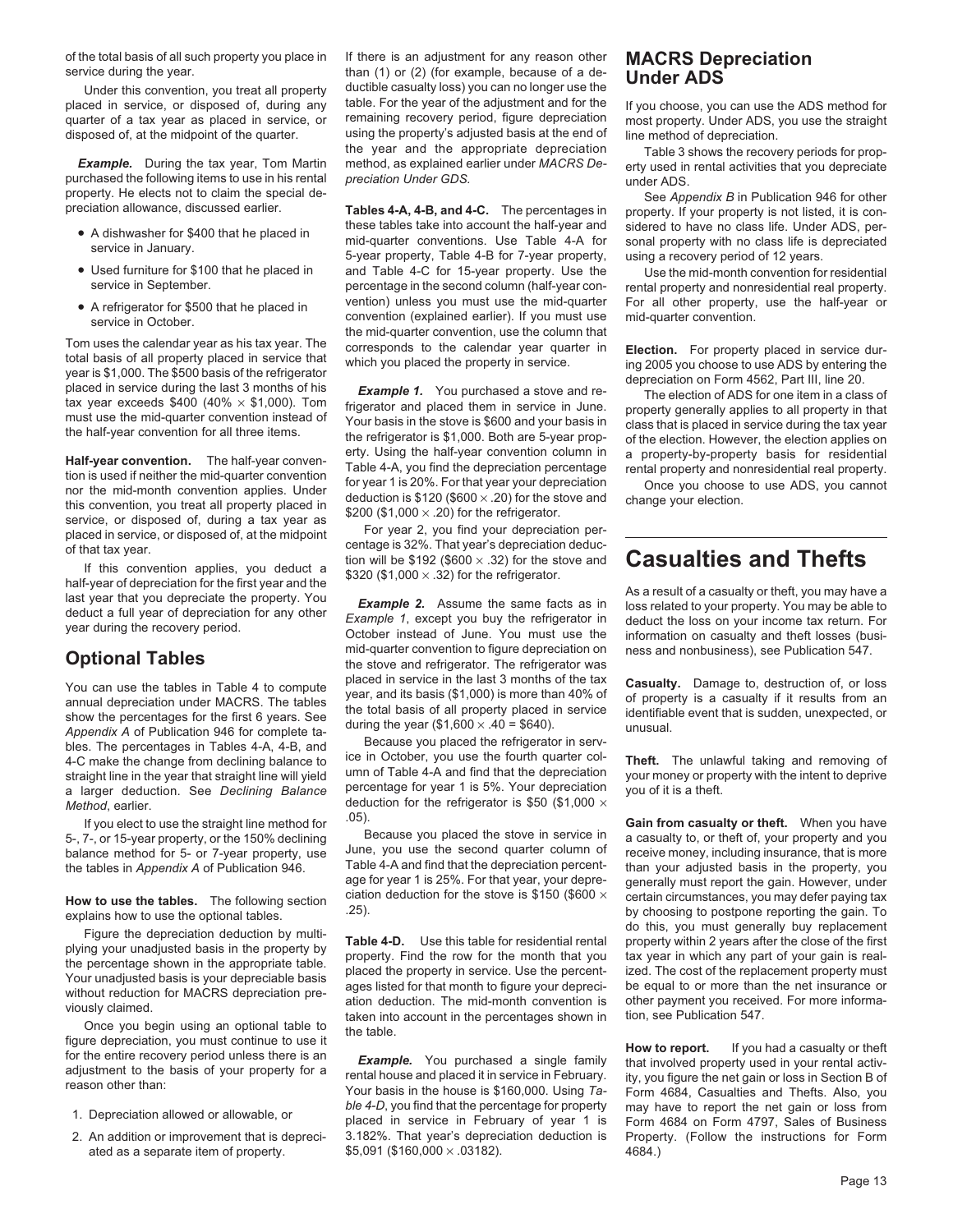of the total basis of all such property you place in service during the year.

Under this convention, you treat all property placed in service, or disposed of, during any quarter of a tax year as placed in service, or disposed of, at the midpoint of the quarter.

***Example.*** During the tax year, Tom Martin purchased the following items to use in his rental property. He elects not to claim the special depreciation allowance, discussed earlier.

- A dishwasher for $400 that he placed in service in January.
- Used furniture for $100 that he placed in service in September.
- A refrigerator for $500 that he placed in service in October.

Tom uses the calendar year as his tax year. The total basis of all property placed in service that year is $1,000. The $500 basis of the refrigerator placed in service during the last 3 months of his tax year exceeds $400 (40% × $1,000). Tom must use the mid-quarter convention instead of the half-year convention for all three items.

**Half-year convention.** The half-year convention is used if neither the mid-quarter convention nor the mid-month convention applies. Under this convention, you treat all property placed in service, or disposed of, during a tax year as placed in service, or disposed of, at the midpoint of that tax year.

If this convention applies, you deduct a half-year of depreciation for the first year and the last year that you depreciate the property. You deduct a full year of depreciation for any other year during the recovery period.

## Optional Tables

You can use the tables in Table 4 to compute annual depreciation under MACRS. The tables show the percentages for the first 6 years. See *Appendix A* of Publication 946 for complete tables. The percentages in Tables 4-A, 4-B, and 4-C make the change from declining balance to straight line in the year that straight line will yield a larger deduction. See *Declining Balance Method*, earlier.

If you elect to use the straight line method for 5-, 7-, or 15-year property, or the 150% declining balance method for 5- or 7-year property, use the tables in *Appendix A* of Publication 946.

**How to use the tables.** The following section explains how to use the optional tables.

Figure the depreciation deduction by multiplying your unadjusted basis in the property by the percentage shown in the appropriate table. Your unadjusted basis is your depreciable basis without reduction for MACRS depreciation previously claimed.

Once you begin using an optional table to figure depreciation, you must continue to use it for the entire recovery period unless there is an adjustment to the basis of your property for a reason other than:

1. Depreciation allowed or allowable, or
2. An addition or improvement that is depreciated as a separate item of property.

If there is an adjustment for any reason other than (1) or (2) (for example, because of a deductible casualty loss) you can no longer use the table. For the year of the adjustment and for the remaining recovery period, figure depreciation using the property's adjusted basis at the end of the year and the appropriate depreciation method, as explained earlier under *MACRS Depreciation Under GDS.*

**Tables 4-A, 4-B, and 4-C.** The percentages in these tables take into account the half-year and mid-quarter conventions. Use Table 4-A for 5-year property, Table 4-B for 7-year property, and Table 4-C for 15-year property. Use the percentage in the second column (half-year convention) unless you must use the mid-quarter convention (explained earlier). If you must use the mid-quarter convention, use the column that corresponds to the calendar year quarter in which you placed the property in service.

***Example 1.*** You purchased a stove and refrigerator and placed them in service in June. Your basis in the stove is $600 and your basis in the refrigerator is $1,000. Both are 5-year property. Using the half-year convention column in Table 4-A, you find the depreciation percentage for year 1 is 20%. For that year your depreciation deduction is $120 ($600 × .20) for the stove and $200 ($1,000 × .20) for the refrigerator.

For year 2, you find your depreciation percentage is 32%. That year's depreciation deduction will be $192 ($600 × .32) for the stove and $320 ($1,000 × .32) for the refrigerator.

***Example 2.*** Assume the same facts as in *Example 1*, except you buy the refrigerator in October instead of June. You must use the mid-quarter convention to figure depreciation on the stove and refrigerator. The refrigerator was placed in service in the last 3 months of the tax year, and its basis ($1,000) is more than 40% of the total basis of all property placed in service during the year ($1,600 × .40 = $640).

Because you placed the refrigerator in service in October, you use the fourth quarter column of Table 4-A and find that the depreciation percentage for year 1 is 5%. Your depreciation deduction for the refrigerator is $50 ($1,000 × .05).

Because you placed the stove in service in June, you use the second quarter column of Table 4-A and find that the depreciation percentage for year 1 is 25%. For that year, your depreciation deduction for the stove is $150 ($600 × .25).

**Table 4-D.** Use this table for residential rental property. Find the row for the month that you placed the property in service. Use the percentages listed for that month to figure your depreciation deduction. The mid-month convention is taken into account in the percentages shown in the table.

***Example.*** You purchased a single family rental house and placed it in service in February. Your basis in the house is $160,000. Using *Table 4-D*, you find that the percentage for property placed in service in February of year 1 is 3.182%. That year's depreciation deduction is $5,091 ($160,000 × .03182).

# MACRS Depreciation Under ADS

If you choose, you can use the ADS method for most property. Under ADS, you use the straight line method of depreciation.

Table 3 shows the recovery periods for property used in rental activities that you depreciate under ADS.

See *Appendix B* in Publication 946 for other property. If your property is not listed, it is considered to have no class life. Under ADS, personal property with no class life is depreciated using a recovery period of 12 years.

Use the mid-month convention for residential rental property and nonresidential real property. For all other property, use the half-year or mid-quarter convention.

**Election.** For property placed in service during 2005 you choose to use ADS by entering the depreciation on Form 4562, Part III, line 20.

The election of ADS for one item in a class of property generally applies to all property in that class that is placed in service during the tax year of the election. However, the election applies on a property-by-property basis for residential rental property and nonresidential real property.

Once you choose to use ADS, you cannot change your election.

# Casualties and Thefts

As a result of a casualty or theft, you may have a loss related to your property. You may be able to deduct the loss on your income tax return. For information on casualty and theft losses (business and nonbusiness), see Publication 547.

**Casualty.** Damage to, destruction of, or loss of property is a casualty if it results from an identifiable event that is sudden, unexpected, or unusual.

**Theft.** The unlawful taking and removing of your money or property with the intent to deprive you of it is a theft.

**Gain from casualty or theft.** When you have a casualty to, or theft of, your property and you receive money, including insurance, that is more than your adjusted basis in the property, you generally must report the gain. However, under certain circumstances, you may defer paying tax by choosing to postpone reporting the gain. To do this, you must generally buy replacement property within 2 years after the close of the first tax year in which any part of your gain is realized. The cost of the replacement property must be equal to or more than the net insurance or other payment you received. For more information, see Publication 547.

**How to report.** If you had a casualty or theft that involved property used in your rental activity, you figure the net gain or loss in Section B of Form 4684, Casualties and Thefts. Also, you may have to report the net gain or loss from Form 4684 on Form 4797, Sales of Business Property. (Follow the instructions for Form 4684.)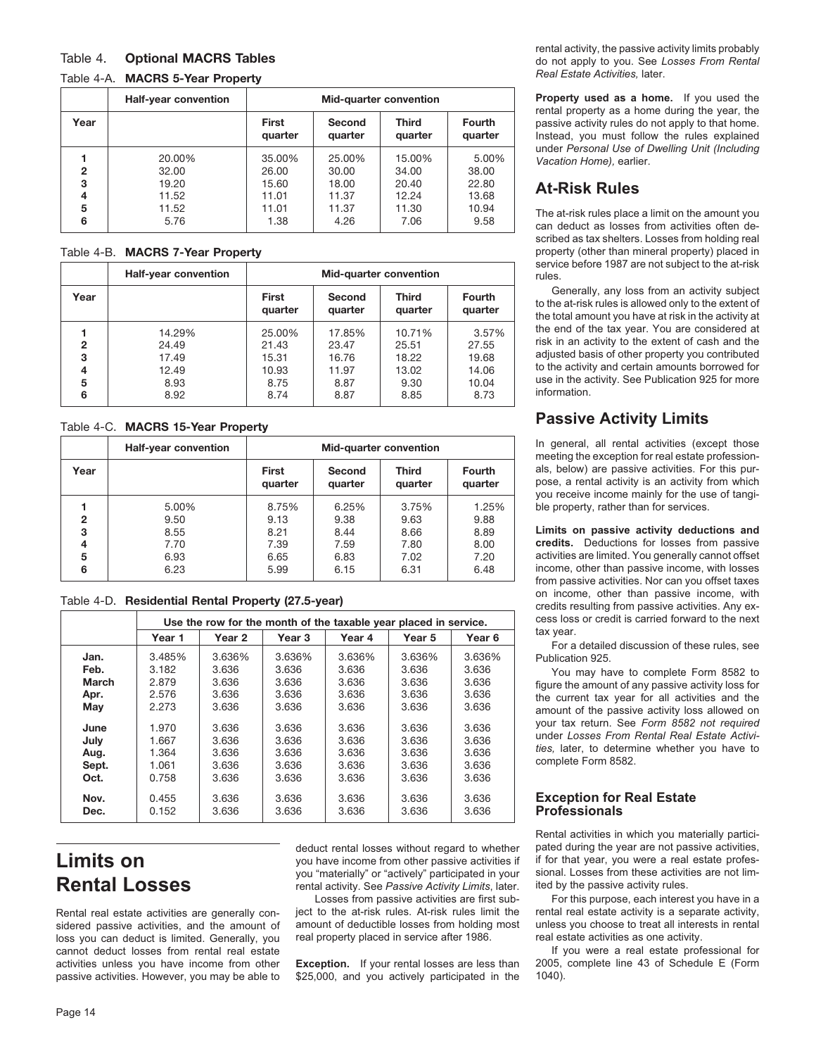## Table 4. **Optional MACRS Tables**

### Table 4-A. **MACRS 5-Year Property**

| | Half-year convention | Mid-quarter convention | | | |
|---|---|---|---|---|---|
| **Year** | | **First quarter** | **Second quarter** | **Third quarter** | **Fourth quarter** |
| **1** | 20.00% | 35.00% | 25.00% | 15.00% | 5.00% |
| **2** | 32.00 | 26.00 | 30.00 | 34.00 | 38.00 |
| **3** | 19.20 | 15.60 | 18.00 | 20.40 | 22.80 |
| **4** | 11.52 | 11.01 | 11.37 | 12.24 | 13.68 |
| **5** | 11.52 | 11.01 | 11.37 | 11.30 | 10.94 |
| **6** | 5.76 | 1.38 | 4.26 | 7.06 | 9.58 |

### Table 4-B. **MACRS 7-Year Property**

| | Half-year convention | Mid-quarter convention | | | |
|---|---|---|---|---|---|
| **Year** | | **First quarter** | **Second quarter** | **Third quarter** | **Fourth quarter** |
| **1** | 14.29% | 25.00% | 17.85% | 10.71% | 3.57% |
| **2** | 24.49 | 21.43 | 23.47 | 25.51 | 27.55 |
| **3** | 17.49 | 15.31 | 16.76 | 18.22 | 19.68 |
| **4** | 12.49 | 10.93 | 11.97 | 13.02 | 14.06 |
| **5** | 8.93 | 8.75 | 8.87 | 9.30 | 10.04 |
| **6** | 8.92 | 8.74 | 8.87 | 8.85 | 8.73 |

### Table 4-C. **MACRS 15-Year Property**

| | Half-year convention | Mid-quarter convention | | | |
|---|---|---|---|---|---|
| **Year** | | **First quarter** | **Second quarter** | **Third quarter** | **Fourth quarter** |
| **1** | 5.00% | 8.75% | 6.25% | 3.75% | 1.25% |
| **2** | 9.50 | 9.13 | 9.38 | 9.63 | 9.88 |
| **3** | 8.55 | 8.21 | 8.44 | 8.66 | 8.89 |
| **4** | 7.70 | 7.39 | 7.59 | 7.80 | 8.00 |
| **5** | 6.93 | 6.65 | 6.83 | 7.02 | 7.20 |
| **6** | 6.23 | 5.99 | 6.15 | 6.31 | 6.48 |

### Table 4-D. **Residential Rental Property (27.5-year)**

| | Use the row for the month of the taxable year placed in service. | | | | | |
|---|---|---|---|---|---|---|
| | **Year 1** | **Year 2** | **Year 3** | **Year 4** | **Year 5** | **Year 6** |
| **Jan.** | 3.485% | 3.636% | 3.636% | 3.636% | 3.636% | 3.636% |
| **Feb.** | 3.182 | 3.636 | 3.636 | 3.636 | 3.636 | 3.636 |
| **March** | 2.879 | 3.636 | 3.636 | 3.636 | 3.636 | 3.636 |
| **Apr.** | 2.576 | 3.636 | 3.636 | 3.636 | 3.636 | 3.636 |
| **May** | 2.273 | 3.636 | 3.636 | 3.636 | 3.636 | 3.636 |
| **June** | 1.970 | 3.636 | 3.636 | 3.636 | 3.636 | 3.636 |
| **July** | 1.667 | 3.636 | 3.636 | 3.636 | 3.636 | 3.636 |
| **Aug.** | 1.364 | 3.636 | 3.636 | 3.636 | 3.636 | 3.636 |
| **Sept.** | 1.061 | 3.636 | 3.636 | 3.636 | 3.636 | 3.636 |
| **Oct.** | 0.758 | 3.636 | 3.636 | 3.636 | 3.636 | 3.636 |
| **Nov.** | 0.455 | 3.636 | 3.636 | 3.636 | 3.636 | 3.636 |
| **Dec.** | 0.152 | 3.636 | 3.636 | 3.636 | 3.636 | 3.636 |

# Limits on Rental Losses

Rental real estate activities are generally considered passive activities, and the amount of loss you can deduct is limited. Generally, you cannot deduct losses from rental real estate activities unless you have income from other passive activities. However, you may be able to deduct rental losses without regard to whether you have income from other passive activities if you "materially" or "actively" participated in your rental activity. See *Passive Activity Limits*, later.

Losses from passive activities are first subject to the at-risk rules. At-risk rules limit the amount of deductible losses from holding most real property placed in service after 1986.

**Exception.** If your rental losses are less than $25,000, and you actively participated in the rental activity, the passive activity limits probably do not apply to you. See *Losses From Rental Real Estate Activities,* later.

**Property used as a home.** If you used the rental property as a home during the year, the passive activity rules do not apply to that home. Instead, you must follow the rules explained under *Personal Use of Dwelling Unit (Including Vacation Home),* earlier.

## At-Risk Rules

The at-risk rules place a limit on the amount you can deduct as losses from activities often described as tax shelters. Losses from holding real property (other than mineral property) placed in service before 1987 are not subject to the at-risk rules.

Generally, any loss from an activity subject to the at-risk rules is allowed only to the extent of the total amount you have at risk in the activity at the end of the tax year. You are considered at risk in an activity to the extent of cash and the adjusted basis of other property you contributed to the activity and certain amounts borrowed for use in the activity. See Publication 925 for more information.

## Passive Activity Limits

In general, all rental activities (except those meeting the exception for real estate professionals, below) are passive activities. For this purpose, a rental activity is an activity from which you receive income mainly for the use of tangible property, rather than for services.

**Limits on passive activity deductions and credits.** Deductions for losses from passive activities are limited. You generally cannot offset income, other than passive income, with losses from passive activities. Nor can you offset taxes on income, other than passive income, with credits resulting from passive activities. Any excess loss or credit is carried forward to the next tax year.

For a detailed discussion of these rules, see Publication 925.

You may have to complete Form 8582 to figure the amount of any passive activity loss for the current tax year for all activities and the amount of the passive activity loss allowed on your tax return. See *Form 8582 not required* under *Losses From Rental Real Estate Activities,* later, to determine whether you have to complete Form 8582.

### Exception for Real Estate Professionals

Rental activities in which you materially participated during the year are not passive activities, if for that year, you were a real estate professional. Losses from these activities are not limited by the passive activity rules.

For this purpose, each interest you have in a rental real estate activity is a separate activity, unless you choose to treat all interests in rental real estate activities as one activity.

If you were a real estate professional for 2005, complete line 43 of Schedule E (Form 1040).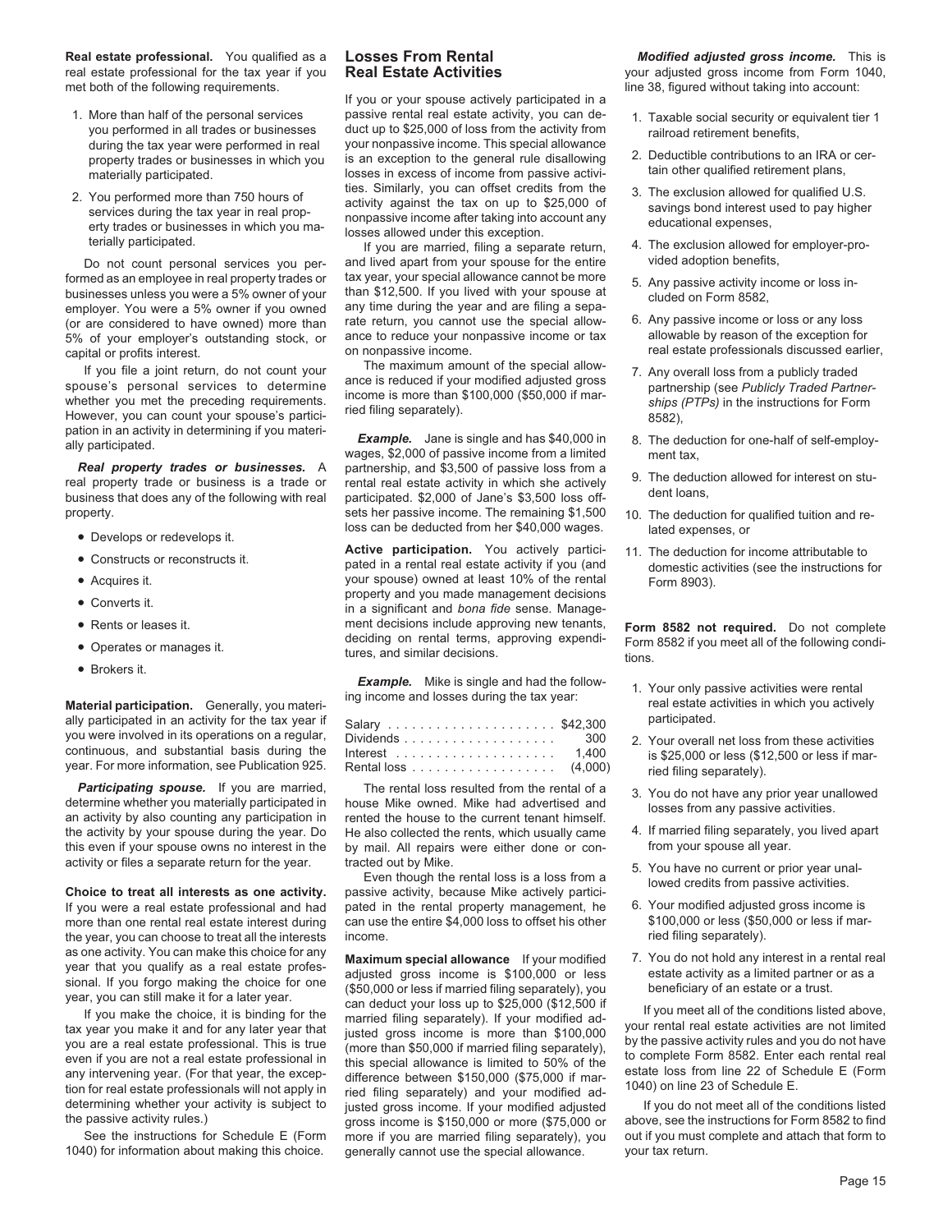**Real estate professional.** You qualified as a real estate professional for the tax year if you met both of the following requirements.

1. More than half of the personal services you performed in all trades or businesses during the tax year were performed in real property trades or businesses in which you materially participated.
2. You performed more than 750 hours of services during the tax year in real property trades or businesses in which you materially participated.

Do not count personal services you performed as an employee in real property trades or businesses unless you were a 5% owner of your employer. You were a 5% owner if you owned (or are considered to have owned) more than 5% of your employer's outstanding stock, or capital or profits interest.

If you file a joint return, do not count your spouse's personal services to determine whether you met the preceding requirements. However, you can count your spouse's participation in an activity in determining if you materially participated.

***Real property trades or businesses.*** A real property trade or business is a trade or business that does any of the following with real property.

- Develops or redevelops it.
- Constructs or reconstructs it.
- Acquires it.
- Converts it.
- Rents or leases it.
- Operates or manages it.
- Brokers it.

**Material participation.** Generally, you materially participated in an activity for the tax year if you were involved in its operations on a regular, continuous, and substantial basis during the year. For more information, see Publication 925.

***Participating spouse.*** If you are married, determine whether you materially participated in an activity by also counting any participation in the activity by your spouse during the year. Do this even if your spouse owns no interest in the activity or files a separate return for the year.

**Choice to treat all interests as one activity.** If you were a real estate professional and had more than one rental real estate interest during the year, you can choose to treat all the interests as one activity. You can make this choice for any year that you qualify as a real estate professional. If you forgo making the choice for one year, you can still make it for a later year.

If you make the choice, it is binding for the tax year you make it and for any later year that you are a real estate professional. This is true even if you are not a real estate professional in any intervening year. (For that year, the exception for real estate professionals will not apply in determining whether your activity is subject to the passive activity rules.)

See the instructions for Schedule E (Form 1040) for information about making this choice.

## Losses From Rental Real Estate Activities

If you or your spouse actively participated in a passive rental real estate activity, you can deduct up to $25,000 of loss from the activity from your nonpassive income. This special allowance is an exception to the general rule disallowing losses in excess of income from passive activities. Similarly, you can offset credits from the activity against the tax on up to $25,000 of nonpassive income after taking into account any losses allowed under this exception.

If you are married, filing a separate return, and lived apart from your spouse for the entire tax year, your special allowance cannot be more than $12,500. If you lived with your spouse at any time during the year and are filing a separate return, you cannot use the special allowance to reduce your nonpassive income or tax on nonpassive income.

The maximum amount of the special allowance is reduced if your modified adjusted gross income is more than $100,000 ($50,000 if married filing separately).

***Example.*** Jane is single and has $40,000 in wages, $2,000 of passive income from a limited partnership, and $3,500 of passive loss from a rental real estate activity in which she actively participated. $2,000 of Jane's $3,500 loss offsets her passive income. The remaining $1,500 loss can be deducted from her $40,000 wages.

**Active participation.** You actively participated in a rental real estate activity if you (and your spouse) owned at least 10% of the rental property and you made management decisions in a significant and *bona fide* sense. Management decisions include approving new tenants, deciding on rental terms, approving expenditures, and similar decisions.

***Example.*** Mike is single and had the following income and losses during the tax year:

| | |
|---|---|
| Salary | $42,300 |
| Dividends | 300 |
| Interest | 1,400 |
| Rental loss | (4,000) |

The rental loss resulted from the rental of a house Mike owned. Mike had advertised and rented the house to the current tenant himself. He also collected the rents, which usually came by mail. All repairs were either done or contracted out by Mike.

Even though the rental loss is a loss from a passive activity, because Mike actively participated in the rental property management, he can use the entire $4,000 loss to offset his other income.

**Maximum special allowance** If your modified adjusted gross income is $100,000 or less ($50,000 or less if married filing separately), you can deduct your loss up to $25,000 ($12,500 if married filing separately). If your modified adjusted gross income is more than $100,000 (more than $50,000 if married filing separately), this special allowance is limited to 50% of the difference between $150,000 ($75,000 if married filing separately) and your modified adjusted gross income. If your modified adjusted gross income is $150,000 or more ($75,000 or more if you are married filing separately), you generally cannot use the special allowance.

***Modified adjusted gross income.*** This is your adjusted gross income from Form 1040, line 38, figured without taking into account:

1. Taxable social security or equivalent tier 1 railroad retirement benefits,
2. Deductible contributions to an IRA or certain other qualified retirement plans,
3. The exclusion allowed for qualified U.S. savings bond interest used to pay higher educational expenses,
4. The exclusion allowed for employer-provided adoption benefits,
5. Any passive activity income or loss included on Form 8582,
6. Any passive income or loss or any loss allowable by reason of the exception for real estate professionals discussed earlier,
7. Any overall loss from a publicly traded partnership (see *Publicly Traded Partnerships (PTPs)* in the instructions for Form 8582),
8. The deduction for one-half of self-employment tax,
9. The deduction allowed for interest on student loans,
10. The deduction for qualified tuition and related expenses, or
11. The deduction for income attributable to domestic activities (see the instructions for Form 8903).

**Form 8582 not required.** Do not complete Form 8582 if you meet all of the following conditions.

1. Your only passive activities were rental real estate activities in which you actively participated.
2. Your overall net loss from these activities is $25,000 or less ($12,500 or less if married filing separately).
3. You do not have any prior year unallowed losses from any passive activities.
4. If married filing separately, you lived apart from your spouse all year.
5. You have no current or prior year unallowed credits from passive activities.
6. Your modified adjusted gross income is $100,000 or less ($50,000 or less if married filing separately).
7. You do not hold any interest in a rental real estate activity as a limited partner or as a beneficiary of an estate or a trust.

If you meet all of the conditions listed above, your rental real estate activities are not limited by the passive activity rules and you do not have to complete Form 8582. Enter each rental real estate loss from line 22 of Schedule E (Form 1040) on line 23 of Schedule E.

If you do not meet all of the conditions listed above, see the instructions for Form 8582 to find out if you must complete and attach that form to your tax return.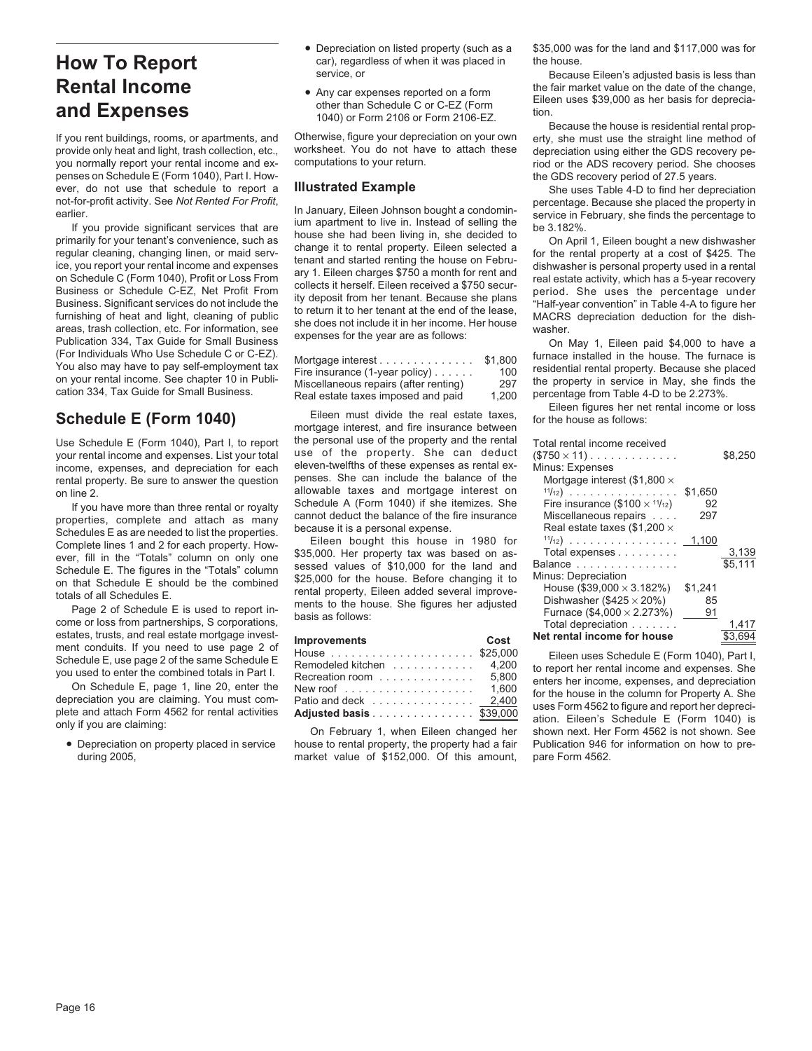# How To Report Rental Income and Expenses

If you rent buildings, rooms, or apartments, and provide only heat and light, trash collection, etc., you normally report your rental income and expenses on Schedule E (Form 1040), Part I. However, do not use that schedule to report a not-for-profit activity. See *Not Rented For Profit*, earlier.

If you provide significant services that are primarily for your tenant's convenience, such as regular cleaning, changing linen, or maid service, you report your rental income and expenses on Schedule C (Form 1040), Profit or Loss From Business or Schedule C-EZ, Net Profit From Business. Significant services do not include the furnishing of heat and light, cleaning of public areas, trash collection, etc. For information, see Publication 334, Tax Guide for Small Business (For Individuals Who Use Schedule C or C-EZ). You also may have to pay self-employment tax on your rental income. See chapter 10 in Publication 334, Tax Guide for Small Business.

## Schedule E (Form 1040)

Use Schedule E (Form 1040), Part I, to report your rental income and expenses. List your total income, expenses, and depreciation for each rental property. Be sure to answer the question on line 2.

If you have more than three rental or royalty properties, complete and attach as many Schedules E as are needed to list the properties. Complete lines 1 and 2 for each property. However, fill in the "Totals" column on only one Schedule E. The figures in the "Totals" column on that Schedule E should be the combined totals of all Schedules E.

Page 2 of Schedule E is used to report income or loss from partnerships, S corporations, estates, trusts, and real estate mortgage investment conduits. If you need to use page 2 of Schedule E, use page 2 of the same Schedule E you used to enter the combined totals in Part I.

On Schedule E, page 1, line 20, enter the depreciation you are claiming. You must complete and attach Form 4562 for rental activities only if you are claiming:

- Depreciation on property placed in service during 2005,
- Depreciation on listed property (such as a car), regardless of when it was placed in service, or
- Any car expenses reported on a form other than Schedule C or C-EZ (Form 1040) or Form 2106 or Form 2106-EZ.

Otherwise, figure your depreciation on your own worksheet. You do not have to attach these computations to your return.

## Illustrated Example

In January, Eileen Johnson bought a condominium apartment to live in. Instead of selling the house she had been living in, she decided to change it to rental property. Eileen selected a tenant and started renting the house on February 1. Eileen charges $750 a month for rent and collects it herself. Eileen received a $750 security deposit from her tenant. Because she plans to return it to her tenant at the end of the lease, she does not include it in her income. Her house expenses for the year are as follows:

| | |
|---|---|
| Mortgage interest | $1,800 |
| Fire insurance (1-year policy) | 100 |
| Miscellaneous repairs (after renting) | 297 |
| Real estate taxes imposed and paid | 1,200 |

Eileen must divide the real estate taxes, mortgage interest, and fire insurance between the personal use of the property and the rental use of the property. She can deduct eleven-twelfths of these expenses as rental expenses. She can include the balance of the allowable taxes and mortgage interest on Schedule A (Form 1040) if she itemizes. She cannot deduct the balance of the fire insurance because it is a personal expense.

Eileen bought this house in 1980 for $35,000. Her property tax was based on assessed values of $10,000 for the land and $25,000 for the house. Before changing it to rental property, Eileen added several improvements to the house. She figures her adjusted basis as follows:

| Improvements | Cost |
|---|---|
| House | $25,000 |
| Remodeled kitchen | 4,200 |
| Recreation room | 5,800 |
| New roof | 1,600 |
| Patio and deck | 2,400 |
| **Adjusted basis** | **$39,000** |

On February 1, when Eileen changed her house to rental property, the property had a fair market value of $152,000. Of this amount, $35,000 was for the land and $117,000 was for the house.

Because Eileen's adjusted basis is less than the fair market value on the date of the change, Eileen uses $39,000 as her basis for depreciation.

Because the house is residential rental property, she must use the straight line method of depreciation using either the GDS recovery period or the ADS recovery period. She chooses the GDS recovery period of 27.5 years.

She uses Table 4-D to find her depreciation percentage. Because she placed the property in service in February, she finds the percentage to be 3.182%.

On April 1, Eileen bought a new dishwasher for the rental property at a cost of $425. The dishwasher is personal property used in a rental real estate activity, which has a 5-year recovery period. She uses the percentage under "Half-year convention" in Table 4-A to figure her MACRS depreciation deduction for the dishwasher.

On May 1, Eileen paid $4,000 to have a furnace installed in the house. The furnace is residential rental property. Because she placed the property in service in May, she finds the percentage from Table 4-D to be 2.273%.

Eileen figures her net rental income or loss for the house as follows:

| | | |
|---|---|---|
| Total rental income received ($750 × 11) | | $8,250 |
| Minus: Expenses | | |
| Mortgage interest ($1,800 × 11/12) | $1,650 | |
| Fire insurance ($100 × 11/12) | 92 | |
| Miscellaneous repairs | 297 | |
| Real estate taxes ($1,200 × 11/12) | 1,100 | |
| Total expenses | | 3,139 |
| Balance | | $5,111 |
| Minus: Depreciation | | |
| House ($39,000 × 3.182%) | $1,241 | |
| Dishwasher ($425 × 20%) | 85 | |
| Furnace ($4,000 × 2.273%) | 91 | |
| Total depreciation | | 1,417 |
| **Net rental income for house** | | **$3,694** |

Eileen uses Schedule E (Form 1040), Part I, to report her rental income and expenses. She enters her income, expenses, and depreciation for the house in the column for Property A. She uses Form 4562 to figure and report her depreciation. Eileen's Schedule E (Form 1040) is shown next. Her Form 4562 is not shown. See Publication 946 for information on how to prepare Form 4562.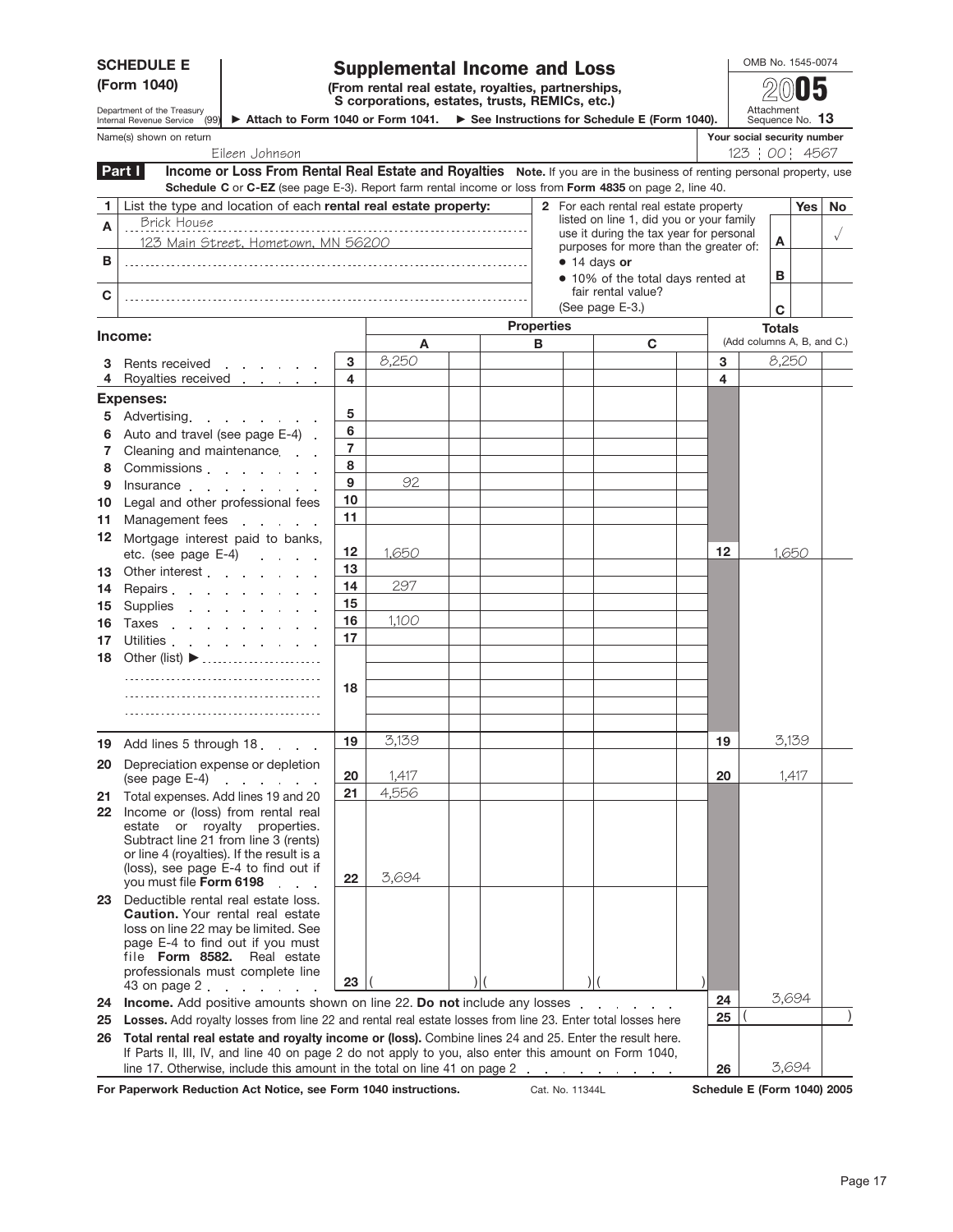**SCHEDULE E (Form 1040)**

Department of the Treasury
Internal Revenue Service (99)

# Supplemental Income and Loss

**(From rental real estate, royalties, partnerships, S corporations, estates, trusts, REMICs, etc.)**

▶ Attach to Form 1040 or Form 1041. ▶ See Instructions for Schedule E (Form 1040).

OMB No. 1545-0074

**2005**

Attachment Sequence No. **13**

Name(s) shown on return: Eileen Johnson

Your social security number: 123 00 4567

**Part I** **Income or Loss From Rental Real Estate and Royalties** **Note.** If you are in the business of renting personal property, use **Schedule C** or **C-EZ** (see page E-3). Report farm rental income or loss from **Form 4835** on page 2, line 40.

| 1 | List the type and location of each **rental real estate property:** | 2 For each rental real estate property listed on line 1, did you or your family use it during the tax year for personal purposes for more than the greater of: • 14 days **or** • 10% of the total days rented at fair rental value? (See page E-3.) | | Yes | No |
|---|---|---|---|---|---|
| A | Brick House 123 Main Street, Hometown, MN 56200 | | A | | √ |
| B | | | B | | |
| C | | | C | | |

| **Income:** | | Properties A | Properties B | Properties C | | Totals (Add columns A, B, and C.) |
|---|---|---|---|---|---|---|
| 3 Rents received | 3 | 8,250 | | | 3 | 8,250 |
| 4 Royalties received | 4 | | | | 4 | |
| **Expenses:** | | | | | | |
| 5 Advertising | 5 | | | | | |
| 6 Auto and travel (see page E-4) | 6 | | | | | |
| 7 Cleaning and maintenance | 7 | | | | | |
| 8 Commissions | 8 | | | | | |
| 9 Insurance | 9 | 92 | | | | |
| 10 Legal and other professional fees | 10 | | | | | |
| 11 Management fees | 11 | | | | | |
| 12 Mortgage interest paid to banks, etc. (see page E-4) | 12 | 1,650 | | | 12 | 1,650 |
| 13 Other interest | 13 | | | | | |
| 14 Repairs | 14 | 297 | | | | |
| 15 Supplies | 15 | | | | | |
| 16 Taxes | 16 | 1,100 | | | | |
| 17 Utilities | 17 | | | | | |
| 18 Other (list) ▶ | 18 | | | | | |
| 19 Add lines 5 through 18 | 19 | 3,139 | | | 19 | 3,139 |
| 20 Depreciation expense or depletion (see page E-4) | 20 | 1,417 | | | 20 | 1,417 |
| 21 Total expenses. Add lines 19 and 20 | 21 | 4,556 | | | | |
| 22 Income or (loss) from rental real estate or royalty properties. Subtract line 21 from line 3 (rents) or line 4 (royalties). If the result is a (loss), see page E-4 to find out if you must file **Form 6198** | 22 | 3,694 | | | | |
| 23 Deductible rental real estate loss. **Caution.** Your rental real estate loss on line 22 may be limited. See page E-4 to find out if you must file **Form 8582.** Real estate professionals must complete line 43 on page 2 | 23 | ( ) | ( ) | ( ) | | |

| | | |
|---|---|---|
| 24 **Income.** Add positive amounts shown on line 22. **Do not** include any losses | 24 | 3,694 |
| 25 **Losses.** Add royalty losses from line 22 and rental real estate losses from line 23. Enter total losses here | 25 | ( ) |
| 26 **Total rental real estate and royalty income or (loss).** Combine lines 24 and 25. Enter the result here. If Parts II, III, IV, and line 40 on page 2 do not apply to you, also enter this amount on Form 1040, line 17. Otherwise, include this amount in the total on line 41 on page 2 | 26 | 3,694 |

**For Paperwork Reduction Act Notice, see Form 1040 instructions.** Cat. No. 11344L **Schedule E (Form 1040) 2005**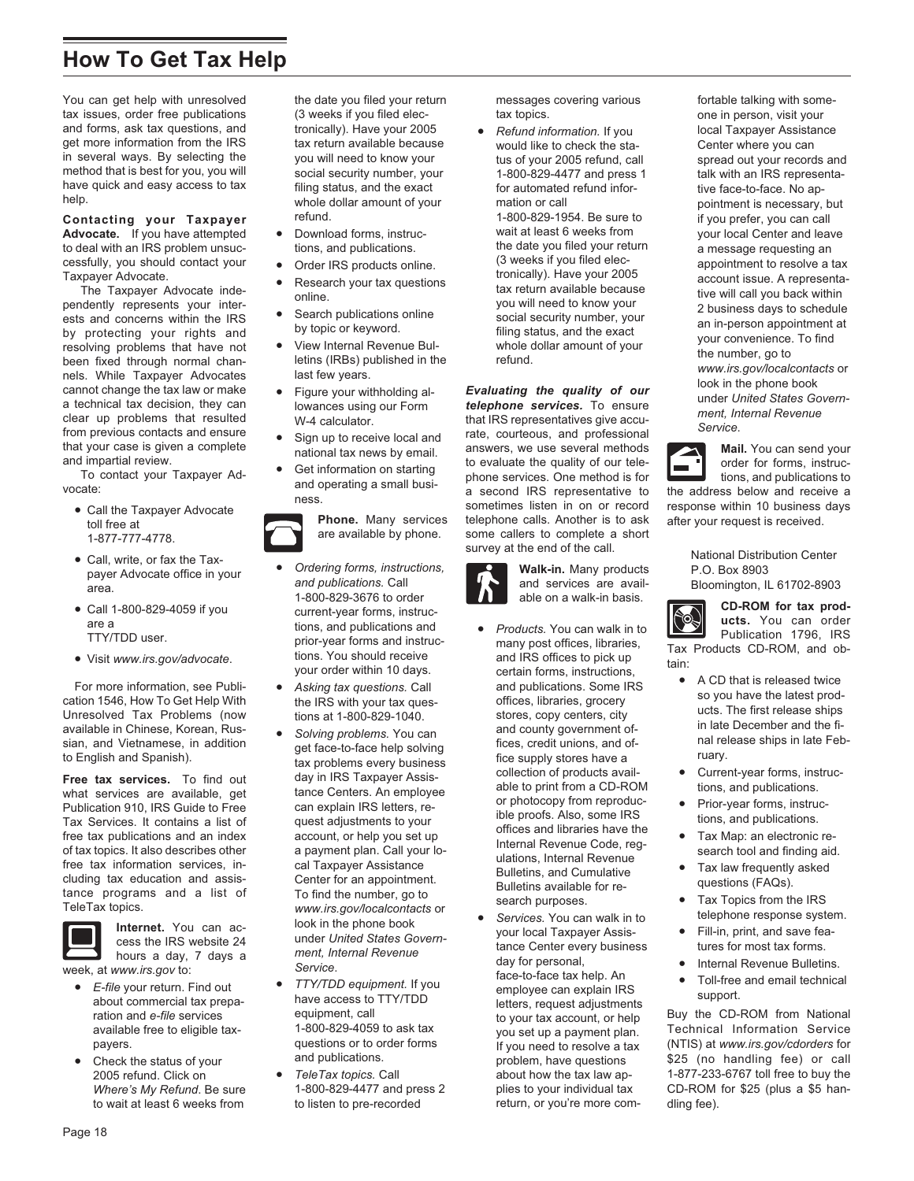# How To Get Tax Help

You can get help with unresolved tax issues, order free publications and forms, ask tax questions, and get more information from the IRS in several ways. By selecting the method that is best for you, you will have quick and easy access to tax help.

**Contacting your Taxpayer Advocate.** If you have attempted to deal with an IRS problem unsuccessfully, you should contact your Taxpayer Advocate.

The Taxpayer Advocate independently represents your interests and concerns within the IRS by protecting your rights and resolving problems that have not been fixed through normal channels. While Taxpayer Advocates cannot change the tax law or make a technical tax decision, they can clear up problems that resulted from previous contacts and ensure that your case is given a complete and impartial review.

To contact your Taxpayer Advocate:

- Call the Taxpayer Advocate toll free at 1-877-777-4778.
- Call, write, or fax the Taxpayer Advocate office in your area.
- Call 1-800-829-4059 if you are a TTY/TDD user.
- Visit *www.irs.gov/advocate*.

For more information, see Publication 1546, How To Get Help With Unresolved Tax Problems (now available in Chinese, Korean, Russian, and Vietnamese, in addition to English and Spanish).

**Free tax services.** To find out what services are available, get Publication 910, IRS Guide to Free Tax Services. It contains a list of free tax publications and an index of tax topics. It also describes other free tax information services, including tax education and assistance programs and a list of TeleTax topics.

**Internet.** You can access the IRS website 24 hours a day, 7 days a week, at *www.irs.gov* to:

- *E-file* your return. Find out about commercial tax preparation and *e-file* services available free to eligible taxpayers.
- Check the status of your 2005 refund. Click on *Where's My Refund*. Be sure to wait at least 6 weeks from the date you filed your return (3 weeks if you filed electronically). Have your 2005 tax return available because you will need to know your social security number, your filing status, and the exact whole dollar amount of your refund.
- Download forms, instructions, and publications.
- Order IRS products online.
- Research your tax questions online.
- Search publications online by topic or keyword.
- View Internal Revenue Bulletins (IRBs) published in the last few years.
- Figure your withholding allowances using our Form W-4 calculator.
- Sign up to receive local and national tax news by email.
- Get information on starting and operating a small business.

**Phone.** Many services are available by phone.

- *Ordering forms, instructions, and publications.* Call 1-800-829-3676 to order current-year forms, instructions, and publications and prior-year forms and instructions. You should receive your order within 10 days.
- *Asking tax questions.* Call the IRS with your tax questions at 1-800-829-1040.
- *Solving problems.* You can get face-to-face help solving tax problems every business day in IRS Taxpayer Assistance Centers. An employee can explain IRS letters, request adjustments to your account, or help you set up a payment plan. Call your local Taxpayer Assistance Center for an appointment. To find the number, go to *www.irs.gov/localcontacts* or look in the phone book under *United States Government, Internal Revenue Service*.
- *TTY/TDD equipment.* If you have access to TTY/TDD equipment, call 1-800-829-4059 to ask tax questions or to order forms and publications.
- *TeleTax topics.* Call 1-800-829-4477 and press 2 to listen to pre-recorded messages covering various tax topics.
- *Refund information.* If you would like to check the status of your 2005 refund, call 1-800-829-4477 and press 1 for automated refund information or call 1-800-829-1954. Be sure to wait at least 6 weeks from the date you filed your return (3 weeks if you filed electronically). Have your 2005 tax return available because you will need to know your social security number, your filing status, and the exact whole dollar amount of your refund.

***Evaluating the quality of our telephone services.*** To ensure that IRS representatives give accurate, courteous, and professional answers, we use several methods to evaluate the quality of our telephone services. One method is for a second IRS representative to sometimes listen in on or record telephone calls. Another is to ask some callers to complete a short survey at the end of the call.

**Walk-in.** Many products and services are available on a walk-in basis.

- *Products.* You can walk in to many post offices, libraries, and IRS offices to pick up certain forms, instructions, and publications. Some IRS offices, libraries, grocery stores, copy centers, city and county government offices, credit unions, and office supply stores have a collection of products available to print from a CD-ROM or photocopy from reproducible proofs. Also, some IRS offices and libraries have the Internal Revenue Code, regulations, Internal Revenue Bulletins, and Cumulative Bulletins available for research purposes.
- *Services.* You can walk in to your local Taxpayer Assistance Center every business day for personal, face-to-face tax help. An employee can explain IRS letters, request adjustments to your tax account, or help you set up a payment plan. If you need to resolve a tax problem, have questions about how the tax law applies to your individual tax return, or you're more comfortable talking with someone in person, visit your local Taxpayer Assistance Center where you can spread out your records and talk with an IRS representative face-to-face. No appointment is necessary, but if you prefer, you can call your local Center and leave a message requesting an appointment to resolve a tax account issue. A representative will call you back within 2 business days to schedule an in-person appointment at your convenience. To find the number, go to *www.irs.gov/localcontacts* or look in the phone book under *United States Government, Internal Revenue Service*.

**Mail.** You can send your order for forms, instructions, and publications to the address below and receive a response within 10 business days after your request is received.

National Distribution Center
P.O. Box 8903
Bloomington, IL 61702-8903

**CD-ROM for tax products.** You can order Publication 1796, IRS Tax Products CD-ROM, and obtain:

- A CD that is released twice so you have the latest products. The first release ships in late December and the final release ships in late February.
- Current-year forms, instructions, and publications.
- Prior-year forms, instructions, and publications.
- Tax Map: an electronic research tool and finding aid.
- Tax law frequently asked questions (FAQs).
- Tax Topics from the IRS telephone response system.
- Fill-in, print, and save features for most tax forms.
- Internal Revenue Bulletins.
- Toll-free and email technical support.

Buy the CD-ROM from National Technical Information Service (NTIS) at *www.irs.gov/cdorders* for $25 (no handling fee) or call 1-877-233-6767 toll free to buy the CD-ROM for $25 (plus a $5 handling fee).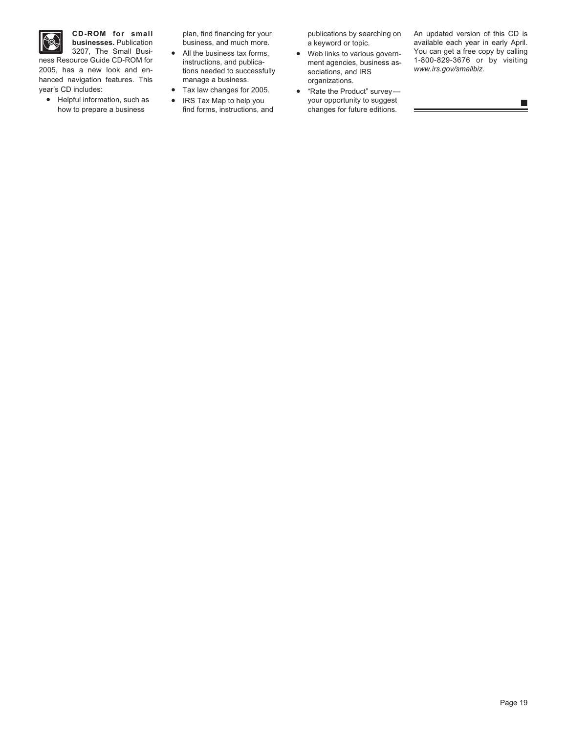**CD-ROM for small businesses.** Publication 3207, The Small Business Resource Guide CD-ROM for 2005, has a new look and enhanced navigation features. This year's CD includes:

- Helpful information, such as how to prepare a business plan, find financing for your business, and much more.
- All the business tax forms, instructions, and publications needed to successfully manage a business.
- Tax law changes for 2005.
- IRS Tax Map to help you find forms, instructions, and publications by searching on a keyword or topic.
- Web links to various government agencies, business associations, and IRS organizations.
- "Rate the Product" survey—your opportunity to suggest changes for future editions.

An updated version of this CD is available each year in early April. You can get a free copy by calling 1-800-829-3676 or by visiting *www.irs.gov/smallbiz*.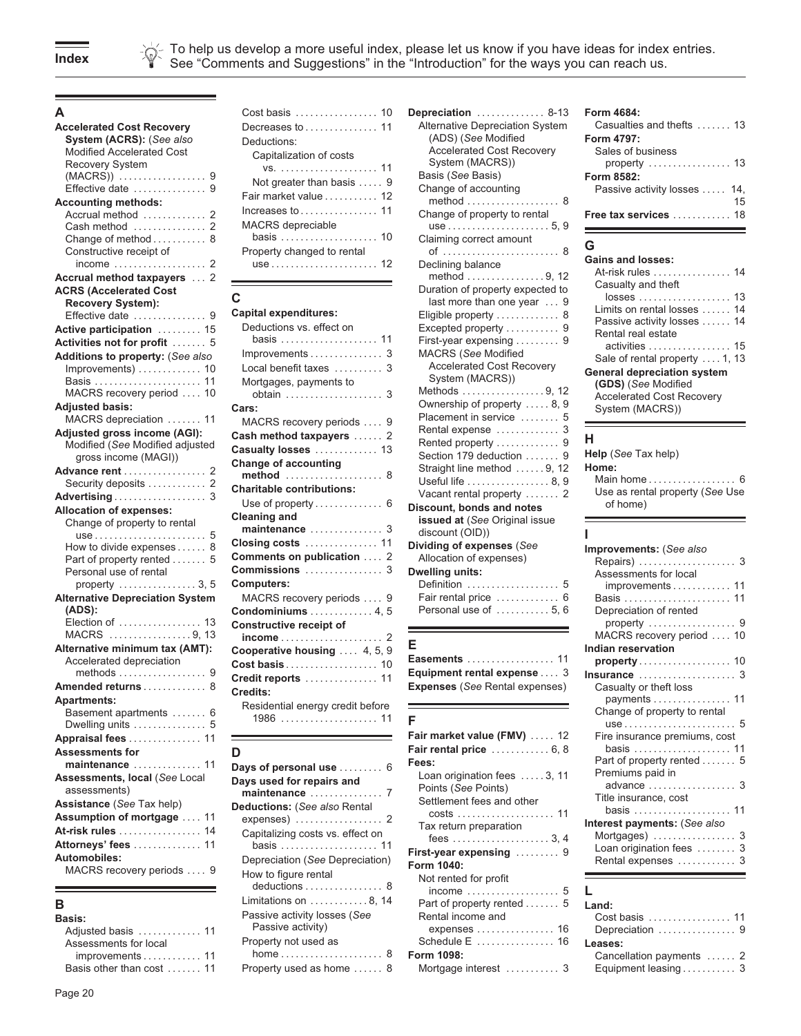# Index

To help us develop a more useful index, please let us know if you have ideas for index entries. See "Comments and Suggestions" in the "Introduction" for the ways you can reach us.

## A

**Accelerated Cost Recovery System (ACRS):** (*See also* Modified Accelerated Cost Recovery System (MACRS)) .... 9
- Effective date .... 9

**Accounting methods:**
- Accrual method .... 2
- Cash method .... 2
- Change of method .... 8
- Constructive receipt of income .... 2

**Accrual method taxpayers** .... 2

**ACRS (Accelerated Cost Recovery System):**
- Effective date .... 9

**Active participation** .... 15

**Activities not for profit** .... 5

**Additions to property:** (*See also* Improvements) .... 10
- Basis .... 11
- MACRS recovery period .... 10

**Adjusted basis:**
- MACRS depreciation .... 11

**Adjusted gross income (AGI):**
- Modified (*See* Modified adjusted gross income (MAGI))

**Advance rent** .... 2
- Security deposits .... 2

**Advertising** .... 3

**Allocation of expenses:**
- Change of property to rental use .... 5
- How to divide expenses .... 8
- Part of property rented .... 5
- Personal use of rental property .... 3, 5

**Alternative Depreciation System (ADS):**
- Election of .... 13
- MACRS .... 9, 13

**Alternative minimum tax (AMT):**
- Accelerated depreciation methods .... 9

**Amended returns** .... 8

**Apartments:**
- Basement apartments .... 6
- Dwelling units .... 5

**Appraisal fees** .... 11

**Assessments for maintenance** .... 11

**Assessments, local** (*See* Local assessments)

**Assistance** (*See* Tax help)

**Assumption of mortgage** .... 11

**At-risk rules** .... 14

**Attorneys' fees** .... 11

**Automobiles:**
- MACRS recovery periods .... 9

## B

**Basis:**
- Adjusted basis .... 11
- Assessments for local improvements .... 11
- Basis other than cost .... 11
- Cost basis .... 10
- Decreases to .... 11
- Deductions:
  - Capitalization of costs vs. .... 11
  - Not greater than basis .... 9
- Fair market value .... 12
- Increases to .... 11
- MACRS depreciable basis .... 10
- Property changed to rental use .... 12

## C

**Capital expenditures:**
- Deductions vs. effect on basis .... 11
- Improvements .... 3
- Local benefit taxes .... 3
- Mortgages, payments to obtain .... 3

**Cars:**
- MACRS recovery periods .... 9

**Cash method taxpayers** .... 2

**Casualty losses** .... 13

**Change of accounting method** .... 8

**Charitable contributions:**
- Use of property .... 6

**Cleaning and maintenance** .... 3

**Closing costs** .... 11

**Comments on publication** .... 2

**Commissions** .... 3

**Computers:**
- MACRS recovery periods .... 9

**Condominiums** .... 4, 5

**Constructive receipt of income** .... 2

**Cooperative housing** .... 4, 5, 9

**Cost basis** .... 10

**Credit reports** .... 11

**Credits:**
- Residential energy credit before 1986 .... 11

## D

**Days of personal use** .... 6

**Days used for repairs and maintenance** .... 7

**Deductions:** (*See also* Rental expenses) .... 2
- Capitalizing costs vs. effect on basis .... 11
- Depreciation (*See* Depreciation)
- How to figure rental deductions .... 8
- Limitations on .... 8, 14
- Passive activity losses (*See* Passive activity)
- Property not used as home .... 8
- Property used as home .... 8

**Depreciation** .... 8-13
- Alternative Depreciation System (ADS) (*See* Modified Accelerated Cost Recovery System (MACRS))
- Basis (*See* Basis)
- Change of accounting method .... 8
- Change of property to rental use .... 5, 9
- Claiming correct amount of .... 8
- Declining balance method .... 9, 12
- Duration of property expected to last more than one year .... 9
- Eligible property .... 8
- Excepted property .... 9
- First-year expensing .... 9
- MACRS (*See* Modified Accelerated Cost Recovery System (MACRS))
- Methods .... 9, 12
- Ownership of property .... 8, 9
- Placement in service .... 5
- Rental expense .... 3
- Rented property .... 9
- Section 179 deduction .... 9
- Straight line method .... 9, 12
- Useful life .... 8, 9
- Vacant rental property .... 2

**Discount, bonds and notes issued at** (*See* Original issue discount (OID))

**Dividing of expenses** (*See* Allocation of expenses)

**Dwelling units:**
- Definition .... 5
- Fair rental price .... 6
- Personal use of .... 5, 6

## E

**Easements** .... 11

**Equipment rental expense** .... 3

**Expenses** (*See* Rental expenses)

## F

**Fair market value (FMV)** .... 12

**Fair rental price** .... 6, 8

**Fees:**
- Loan origination fees .... 3, 11
- Points (*See* Points)
- Settlement fees and other costs .... 11
- Tax return preparation fees .... 3, 4

**First-year expensing** .... 9

**Form 1040:**
- Not rented for profit income .... 5
- Part of property rented .... 5
- Rental income and expenses .... 16
- Schedule E .... 16

**Form 1098:**
- Mortgage interest .... 3

**Form 4684:**
- Casualties and thefts .... 13

**Form 4797:**
- Sales of business property .... 13

**Form 8582:**
- Passive activity losses .... 14, 15

**Free tax services** .... 18

## G

**Gains and losses:**
- At-risk rules .... 14
- Casualty and theft losses .... 13
- Limits on rental losses .... 14
- Passive activity losses .... 14
- Rental real estate activities .... 15
- Sale of rental property .... 1, 13

**General depreciation system (GDS)** (*See* Modified Accelerated Cost Recovery System (MACRS))

## H

**Help** (*See* Tax help)

**Home:**
- Main home .... 6
- Use as rental property (*See* Use of home)

## I

**Improvements:** (*See also* Repairs) .... 3
- Assessments for local improvements .... 11
- Basis .... 11
- Depreciation of rented property .... 9
- MACRS recovery period .... 10

**Indian reservation property** .... 10

**Insurance** .... 3
- Casualty or theft loss payments .... 11
- Change of property to rental use .... 5
- Fire insurance premiums, cost basis .... 11
- Part of property rented .... 5
- Premiums paid in advance .... 3
- Title insurance, cost basis .... 11

**Interest payments:** (*See also* Mortgages) .... 3
- Loan origination fees .... 3
- Rental expenses .... 3

## L

**Land:**
- Cost basis .... 11
- Depreciation .... 9

**Leases:**
- Cancellation payments .... 2
- Equipment leasing .... 3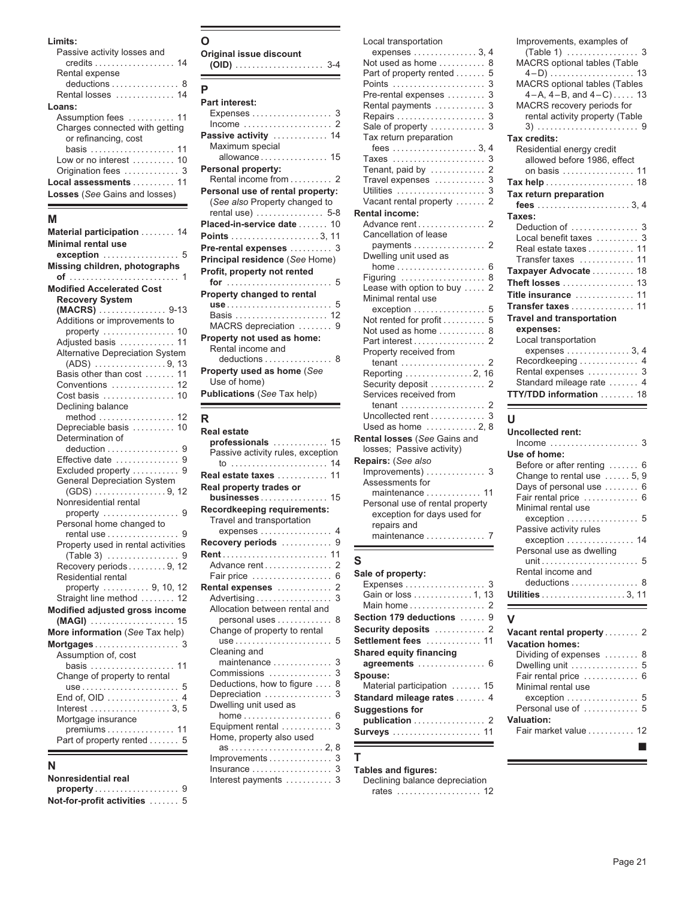**Limits:**
- Passive activity losses and credits . . . . . . . . . . . . . . . . . . 14
- Rental expense deductions . . . . . . . . . . . . . . . . 8
- Rental losses . . . . . . . . . . . . . . 14

**Loans:**
- Assumption fees . . . . . . . . . . . 11
- Charges connected with getting or refinancing, cost basis . . . . . . . . . . . . . . . . . . . 11
- Low or no interest . . . . . . . . . . 10
- Origination fees . . . . . . . . . . . . . 3

**Local assessments** . . . . . . . . . . 11

**Losses** (*See* Gains and losses)

## M

**Material participation** . . . . . . . . 14

**Minimal rental use exception** . . . . . . . . . . . . . . . . . . 5

**Missing children, photographs of** . . . . . . . . . . . . . . . . . . . . . . . . . 1

**Modified Accelerated Cost Recovery System (MACRS)** . . . . . . . . . . . . . . . . 9-13
- Additions or improvements to property . . . . . . . . . . . . . . . . . 10
- Adjusted basis . . . . . . . . . . . . . 11
- Alternative Depreciation System (ADS) . . . . . . . . . . . . . . . . . 9, 13
- Basis other than cost . . . . . . . 11
- Conventions . . . . . . . . . . . . . . . 12
- Cost basis . . . . . . . . . . . . . . . . . 10
- Declining balance method . . . . . . . . . . . . . . . . . . 12
- Depreciable basis . . . . . . . . . . 10
- Determination of deduction . . . . . . . . . . . . . . . . . 9
- Effective date . . . . . . . . . . . . . . . 9
- Excluded property . . . . . . . . . . . 9
- General Depreciation System (GDS) . . . . . . . . . . . . . . . . . 9, 12
- Nonresidential rental property . . . . . . . . . . . . . . . . . 9
- Personal home changed to rental use . . . . . . . . . . . . . . . . . 9
- Property used in rental activities (Table 3) . . . . . . . . . . . . . . . . . 9
- Recovery periods . . . . . . . . . 9, 12
- Residential rental property . . . . . . . . . . . 9, 10, 12
- Straight line method . . . . . . . . 12

**Modified adjusted gross income (MAGI)** . . . . . . . . . . . . . . . . . . . 15

**More information** (*See* Tax help)

**Mortgages** . . . . . . . . . . . . . . . . . . . . 3
- Assumption of, cost basis . . . . . . . . . . . . . . . . . . . 11
- Change of property to rental use . . . . . . . . . . . . . . . . . . . . . . . 5
- End of, OID . . . . . . . . . . . . . . . . . 4
- Interest . . . . . . . . . . . . . . . . . . . 3, 5
- Mortgage insurance premiums . . . . . . . . . . . . . . . . 11
- Part of property rented . . . . . . . 5

## N

**Nonresidential real property** . . . . . . . . . . . . . . . . . . . . 9

**Not-for-profit activities** . . . . . . . 5

## O

**Original issue discount (OID)** . . . . . . . . . . . . . . . . . . . . . 3-4

## P

**Part interest:**
- Expenses . . . . . . . . . . . . . . . . . . . 3
- Income . . . . . . . . . . . . . . . . . . . . . 2

**Passive activity** . . . . . . . . . . . . 14
- Maximum special allowance . . . . . . . . . . . . . . . . 15

**Personal property:**
- Rental income from . . . . . . . . . . 2

**Personal use of rental property:** (*See also* Property changed to rental use) . . . . . . . . . . . . . . . . 5-8

**Placed-in-service date** . . . . . . . 10

**Points** . . . . . . . . . . . . . . . . . . . . 3, 11

**Pre-rental expenses** . . . . . . . . . . 3

**Principal residence** (*See* Home)

**Profit, property not rented for** . . . . . . . . . . . . . . . . . . . . . . . . . 5

**Property changed to rental use** . . . . . . . . . . . . . . . . . . . . . . . . . 5
- Basis . . . . . . . . . . . . . . . . . . . . . . 12
- MACRS depreciation . . . . . . . . 9

**Property not used as home:**
- Rental income and deductions . . . . . . . . . . . . . . . . 8

**Property used as home** (*See* Use of home)

**Publications** (*See* Tax help)

## R

**Real estate professionals** . . . . . . . . . . . . 15
- Passive activity rules, exception to . . . . . . . . . . . . . . . . . . . . . . 14

**Real estate taxes** . . . . . . . . . . . . 11

**Real property trades or businesses** . . . . . . . . . . . . . . . 15

**Recordkeeping requirements:**
- Travel and transportation expenses . . . . . . . . . . . . . . . . . 4

**Recovery periods** . . . . . . . . . . . . 9

**Rent** . . . . . . . . . . . . . . . . . . . . . . . . . 11
- Advance rent . . . . . . . . . . . . . . . . 2
- Fair price . . . . . . . . . . . . . . . . . . . 6

**Rental expenses** . . . . . . . . . . . . 2
- Advertising . . . . . . . . . . . . . . . . . 3
- Allocation between rental and personal uses . . . . . . . . . . . . 8
- Change of property to rental use . . . . . . . . . . . . . . . . . . . . . . . 5
- Cleaning and maintenance . . . . . . . . . . . . . 3
- Commissions . . . . . . . . . . . . . . 3
- Deductions, how to figure . . . . 8
- Depreciation . . . . . . . . . . . . . . . 3
- Dwelling unit used as home . . . . . . . . . . . . . . . . . . . . 6
- Equipment rental . . . . . . . . . . . . 3
- Home, property also used as . . . . . . . . . . . . . . . . . . . . . 2, 8
- Improvements . . . . . . . . . . . . . . 3
- Insurance . . . . . . . . . . . . . . . . . . . 3
- Interest payments . . . . . . . . . . . 3
- Local transportation expenses . . . . . . . . . . . . . . . 3, 4
- Not used as home . . . . . . . . . . . 8
- Part of property rented . . . . . . . 5
- Points . . . . . . . . . . . . . . . . . . . . . . 3
- Pre-rental expenses . . . . . . . . . 3
- Rental payments . . . . . . . . . . . . 3
- Repairs . . . . . . . . . . . . . . . . . . . . . 3
- Sale of property . . . . . . . . . . . . . 3
- Tax return preparation fees . . . . . . . . . . . . . . . . . . . . 3, 4
- Taxes . . . . . . . . . . . . . . . . . . . . . . 3
- Tenant, paid by . . . . . . . . . . . . . 2
- Travel expenses . . . . . . . . . . . . 3
- Utilities . . . . . . . . . . . . . . . . . . . . . 3
- Vacant rental property . . . . . . . 2

**Rental income:**
- Advance rent . . . . . . . . . . . . . . . . 2
- Cancellation of lease payments . . . . . . . . . . . . . . . . . 2
- Dwelling unit used as home . . . . . . . . . . . . . . . . . . . . . 6
- Figuring . . . . . . . . . . . . . . . . . . . . 8
- Lease with option to buy . . . . . 2
- Minimal rental use exception . . . . . . . . . . . . . . . . . 5
- Not rented for profit . . . . . . . . . . 5
- Not used as home . . . . . . . . . . . 8
- Part interest . . . . . . . . . . . . . . . . . 2
- Property received from tenant . . . . . . . . . . . . . . . . . . . . 2
- Reporting . . . . . . . . . . . . . . . . 2, 16
- Security deposit . . . . . . . . . . . . . 2
- Services received from tenant . . . . . . . . . . . . . . . . . . . . 2
- Uncollected rent . . . . . . . . . . . . . 3
- Used as home . . . . . . . . . . . . 2, 8

**Rental losses** (*See* Gains and losses; Passive activity)

**Repairs:** (*See also* Improvements) . . . . . . . . . . . . . . 3
- Assessments for maintenance . . . . . . . . . . . . . 11
- Personal use of rental property exception for days used for repairs and maintenance . . . . . . . . . . . . . . 7

## S

**Sale of property:**
- Expenses . . . . . . . . . . . . . . . . . . . 3
- Gain or loss . . . . . . . . . . . . . . 1, 13
- Main home . . . . . . . . . . . . . . . . . . 2

**Section 179 deductions** . . . . . . 9

**Security deposits** . . . . . . . . . . . . 2

**Settlement fees** . . . . . . . . . . . . . 11

**Shared equity financing agreements** . . . . . . . . . . . . . . . . 6

**Spouse:**
- Material participation . . . . . . . 15

**Standard mileage rates** . . . . . . . 4

**Suggestions for publication** . . . . . . . . . . . . . . . . . 2

**Surveys** . . . . . . . . . . . . . . . . . . . . . 11

## T

**Tables and figures:**
- Declining balance depreciation rates . . . . . . . . . . . . . . . . . . . . 12
- Improvements, examples of (Table 1) . . . . . . . . . . . . . . . . . 3
- MACRS optional tables (Table 4–D) . . . . . . . . . . . . . . . . . . . . 13
- MACRS optional tables (Tables 4–A, 4–B, and 4–C) . . . . . 13
- MACRS recovery periods for rental activity property (Table 3) . . . . . . . . . . . . . . . . . . . . . . . . 9

**Tax credits:**
- Residential energy credit allowed before 1986, effect on basis . . . . . . . . . . . . . . . . . 11

**Tax help** . . . . . . . . . . . . . . . . . . . . . 18

**Tax return preparation fees** . . . . . . . . . . . . . . . . . . . . . . 3, 4

**Taxes:**
- Deduction of . . . . . . . . . . . . . . . . 3
- Local benefit taxes . . . . . . . . . . 3
- Real estate taxes . . . . . . . . . . . 11
- Transfer taxes . . . . . . . . . . . . . 11

**Taxpayer Advocate** . . . . . . . . . . 18

**Theft losses** . . . . . . . . . . . . . . . . . 13

**Title insurance** . . . . . . . . . . . . . . 11

**Transfer taxes** . . . . . . . . . . . . . . . 11

**Travel and transportation expenses:**
- Local transportation expenses . . . . . . . . . . . . . . . 3, 4
- Recordkeeping . . . . . . . . . . . . . . 4
- Rental expenses . . . . . . . . . . . . 3
- Standard mileage rate . . . . . . . 4

**TTY/TDD information** . . . . . . . . 18

## U

**Uncollected rent:**
- Income . . . . . . . . . . . . . . . . . . . . . 3

**Use of home:**
- Before or after renting . . . . . . . 6
- Change to rental use . . . . . . 5, 9
- Days of personal use . . . . . . . . 6
- Fair rental price . . . . . . . . . . . . . 6
- Minimal rental use exception . . . . . . . . . . . . . . . . . 5
- Passive activity rules exception . . . . . . . . . . . . . . . . 14
- Personal use as dwelling unit . . . . . . . . . . . . . . . . . . . . . . . 5
- Rental income and deductions . . . . . . . . . . . . . . . . 8

**Utilities** . . . . . . . . . . . . . . . . . . . . 3, 11

## V

**Vacant rental property** . . . . . . . . 2

**Vacation homes:**
- Dividing of expenses . . . . . . . . 8
- Dwelling unit . . . . . . . . . . . . . . . . 5
- Fair rental price . . . . . . . . . . . . . 6
- Minimal rental use exception . . . . . . . . . . . . . . . . . 5
- Personal use of . . . . . . . . . . . . . 5

**Valuation:**
- Fair market value . . . . . . . . . . . 12

■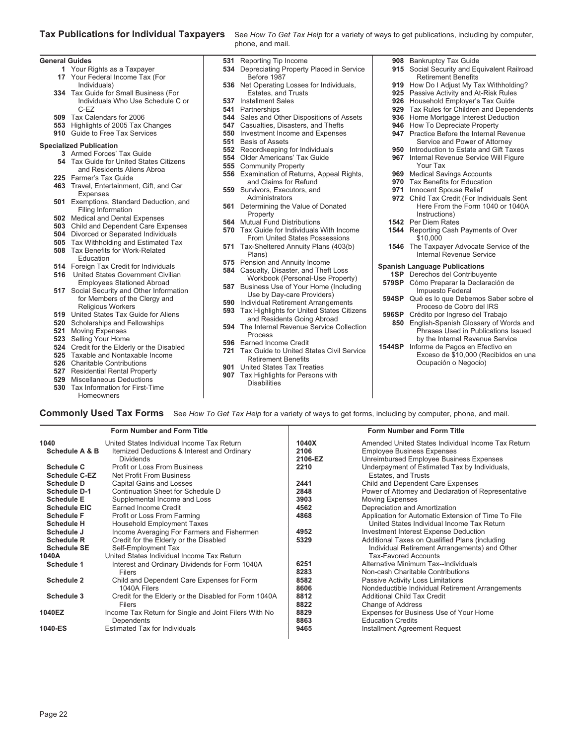## Tax Publications for Individual Taxpayers

See *How To Get Tax Help* for a variety of ways to get publications, including by computer, phone, and mail.

**General Guides**

- **1** Your Rights as a Taxpayer
- **17** Your Federal Income Tax (For Individuals)
- **334** Tax Guide for Small Business (For Individuals Who Use Schedule C or C-EZ
- **509** Tax Calendars for 2006
- **553** Highlights of 2005 Tax Changes
- **910** Guide to Free Tax Services

**Specialized Publication**

- **3** Armed Forces' Tax Guide
- **54** Tax Guide for United States Citizens and Residents Aliens Abroa
- **225** Farmer's Tax Guide
- **463** Travel, Entertainment, Gift, and Car Expenses
- **501** Exemptions, Standard Deduction, and Filing Information
- **502** Medical and Dental Expenses
- **503** Child and Dependent Care Expenses
- **504** Divorced or Separated Individuals
- **505** Tax Withholding and Estimated Tax
- **508** Tax Benefits for Work-Related Education
- **514** Foreign Tax Credit for Individuals
- **516** United States Government Civilian Employees Stationed Abroad
- **517** Social Security and Other Information for Members of the Clergy and Religious Workers
- **519** United States Tax Guide for Aliens
- **520** Scholarships and Fellowships
- **521** Moving Expenses
- **523** Selling Your Home
- **524** Credit for the Elderly or the Disabled
- **525** Taxable and Nontaxable Income
- **526** Charitable Contributions
- **527** Residential Rental Property
- **529** Miscellaneous Deductions
- **530** Tax Information for First-Time Homeowners
- **531** Reporting Tip Income
- **534** Depreciating Property Placed in Service Before 1987
- **536** Net Operating Losses for Individuals, Estates, and Trusts
- **537** Installment Sales
- **541** Partnerships
- **544** Sales and Other Dispositions of Assets
- **547** Casualties, Disasters, and Thefts
- **550** Investment Income and Expenses
- **551** Basis of Assets
- **552** Recordkeeping for Individuals
- **554** Older Americans' Tax Guide
- **555** Community Property
- **556** Examination of Returns, Appeal Rights, and Claims for Refund
- **559** Survivors, Executors, and Administrators
- **561** Determining the Value of Donated Property
- **564** Mutual Fund Distributions
- **570** Tax Guide for Individuals With Income From United States Possessions
- **571** Tax-Sheltered Annuity Plans (403(b) Plans)
- **575** Pension and Annuity Income
- **584** Casualty, Disaster, and Theft Loss Workbook (Personal-Use Property)
- **587** Business Use of Your Home (Including Use by Day-care Providers)
- **590** Individual Retirement Arrangements
- **593** Tax Highlights for United States Citizens and Residents Going Abroad
- **594** The Internal Revenue Service Collection Process
- **596** Earned Income Credit
- **721** Tax Guide to United States Civil Service Retirement Benefits
- **901** United States Tax Treaties
- **907** Tax Highlights for Persons with Disabilities
- **908** Bankruptcy Tax Guide
- **915** Social Security and Equivalent Railroad Retirement Benefits
- **919** How Do I Adjust My Tax Withholding?
- **925** Passive Activity and At-Risk Rules
- **926** Household Employer's Tax Guide
- **929** Tax Rules for Children and Dependents
- **936** Home Mortgage Interest Deduction
- **946** How To Depreciate Property
- **947** Practice Before the Internal Revenue Service and Power of Attorney
- **950** Introduction to Estate and Gift Taxes
- **967** Internal Revenue Service Will Figure Your Tax
- **969** Medical Savings Accounts
- **970** Tax Benefits for Education
- **971** Innocent Spouse Relief
- **972** Child Tax Credit (For Individuals Sent Here From the Form 1040 or 1040A Instructions)
- **1542** Per Diem Rates
- **1544** Reporting Cash Payments of Over $10,000
- **1546** The Taxpayer Advocate Service of the Internal Revenue Service

**Spanish Language Publications**

- **1SP** Derechos del Contribuyente
- **579SP** Cómo Preparar la Declaración de Impuesto Federal
- **594SP** Qué es lo que Debemos Saber sobre el Proceso de Cobro del IRS
- **596SP** Crédito por Ingreso del Trabajo
- **850** English-Spanish Glossary of Words and Phrases Used in Publications Issued by the Internal Revenue Service
- **1544SP** Informe de Pagos en Efectivo en Exceso de $10,000 (Recibidos en una Ocupación o Negocio)

## Commonly Used Tax Forms

See *How To Get Tax Help* for a variety of ways to get forms, including by computer, phone, and mail.

| Form Number and Form Title | | Form Number and Form Title | |
|---|---|---|---|
| **1040** | United States Individual Income Tax Return | **1040X** | Amended United States Individual Income Tax Return |
| **Schedule A & B** | Itemized Deductions & Interest and Ordinary Dividends | **2106** | Employee Business Expenses |
| **Schedule C** | Profit or Loss From Business | **2106-EZ** | Unreimbursed Employee Business Expenses |
| **Schedule C-EZ** | Net Profit From Business | **2210** | Underpayment of Estimated Tax by Individuals, Estates, and Trusts |
| **Schedule D** | Capital Gains and Losses | **2441** | Child and Dependent Care Expenses |
| **Schedule D-1** | Continuation Sheet for Schedule D | **2848** | Power of Attorney and Declaration of Representative |
| **Schedule E** | Supplemental Income and Loss | **3903** | Moving Expenses |
| **Schedule EIC** | Earned Income Credit | **4562** | Depreciation and Amortization |
| **Schedule F** | Profit or Loss From Farming | **4868** | Application for Automatic Extension of Time To File United States Individual Income Tax Return |
| **Schedule H** | Household Employment Taxes | | |
| **Schedule J** | Income Averaging For Farmers and Fishermen | **4952** | Investment Interest Expense Deduction |
| **Schedule R** | Credit for the Elderly or the Disabled | **5329** | Additional Taxes on Qualified Plans (including Individual Retirement Arrangements) and Other Tax-Favored Accounts |
| **Schedule SE** | Self-Employment Tax | | |
| **1040A** | United States Individual Income Tax Return | | |
| **Schedule 1** | Interest and Ordinary Dividends for Form 1040A Filers | **6251** | Alternative Minimum Tax--Individuals |
| | | **8283** | Non-cash Charitable Contributions |
| **Schedule 2** | Child and Dependent Care Expenses for Form 1040A Filers | **8582** | Passive Activity Loss Limitations |
| | | **8606** | Nondeductible Individual Retirement Arrangements |
| **Schedule 3** | Credit for the Elderly or the Disabled for Form 1040A Filers | **8812** | Additional Child Tax Credit |
| | | **8822** | Change of Address |
| **1040EZ** | Income Tax Return for Single and Joint Filers With No Dependents | **8829** | Expenses for Business Use of Your Home |
| | | **8863** | Education Credits |
| **1040-ES** | Estimated Tax for Individuals | **9465** | Installment Agreement Request |